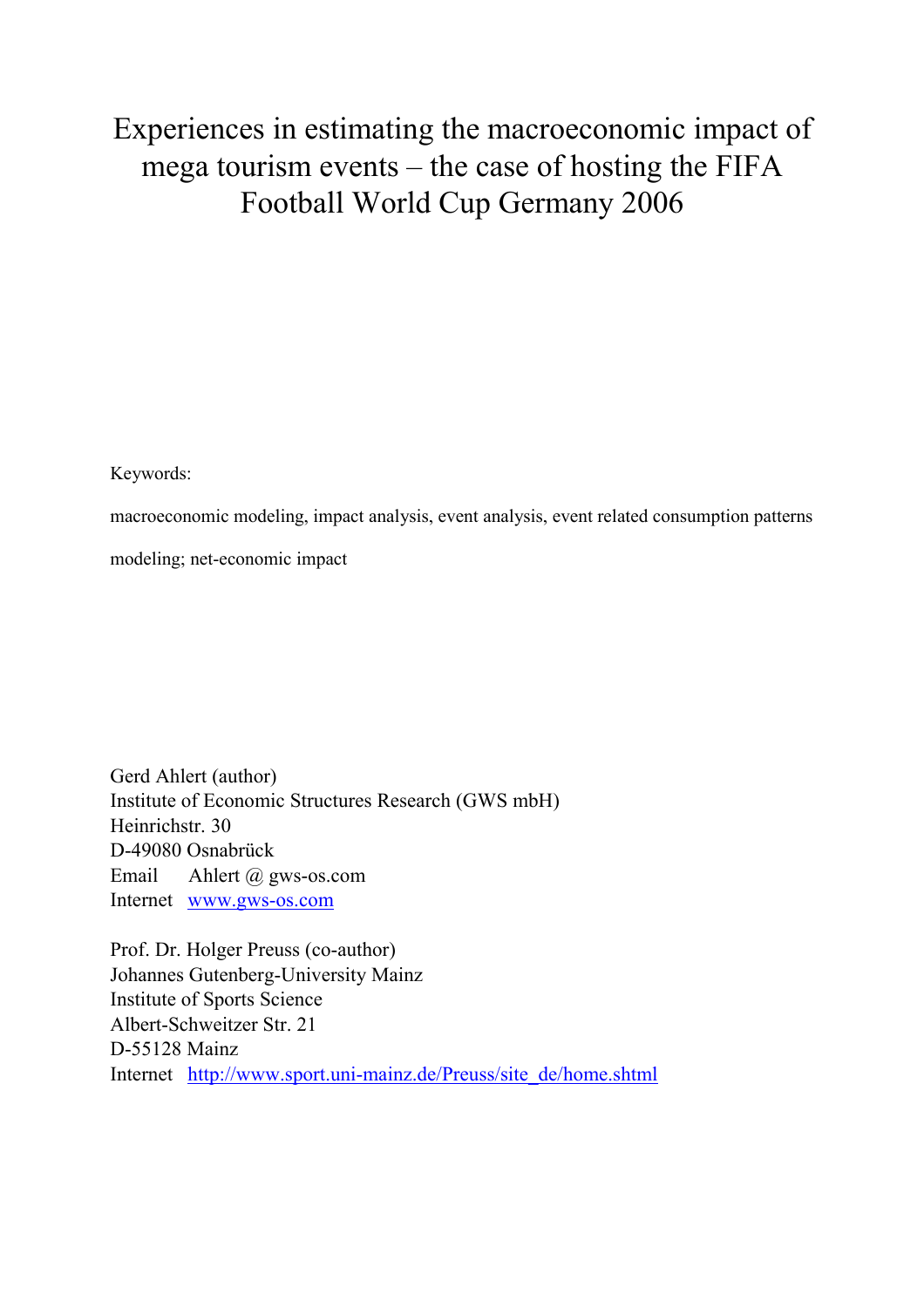# Experiences in estimating the macroeconomic impact of mega tourism events – the case of hosting the FIFA Football World Cup Germany 2006

Keywords:

macroeconomic modeling, impact analysis, event analysis, event related consumption patterns modeling; net-economic impact

Gerd Ahlert (author)  
Institute of Economic Structures Research (GWS mbH)  
Heinrichstr. 30  
D-49080 Osnabrück  
Email Ahlert @ gws-os.com  
Internet [www.gws-os.com](http://www.gws-os.com)

Prof. Dr. Holger Preuss (co-author)  
Johannes Gutenberg-University Mainz  
Institute of Sports Science  
Albert-Schweitzer Str. 21  
D-55128 Mainz  
Internet [http://www.sport.uni-mainz.de/Preuss/site_de/home.shtml](http://www.sport.uni-mainz.de/Preuss/site_de/home.shtml)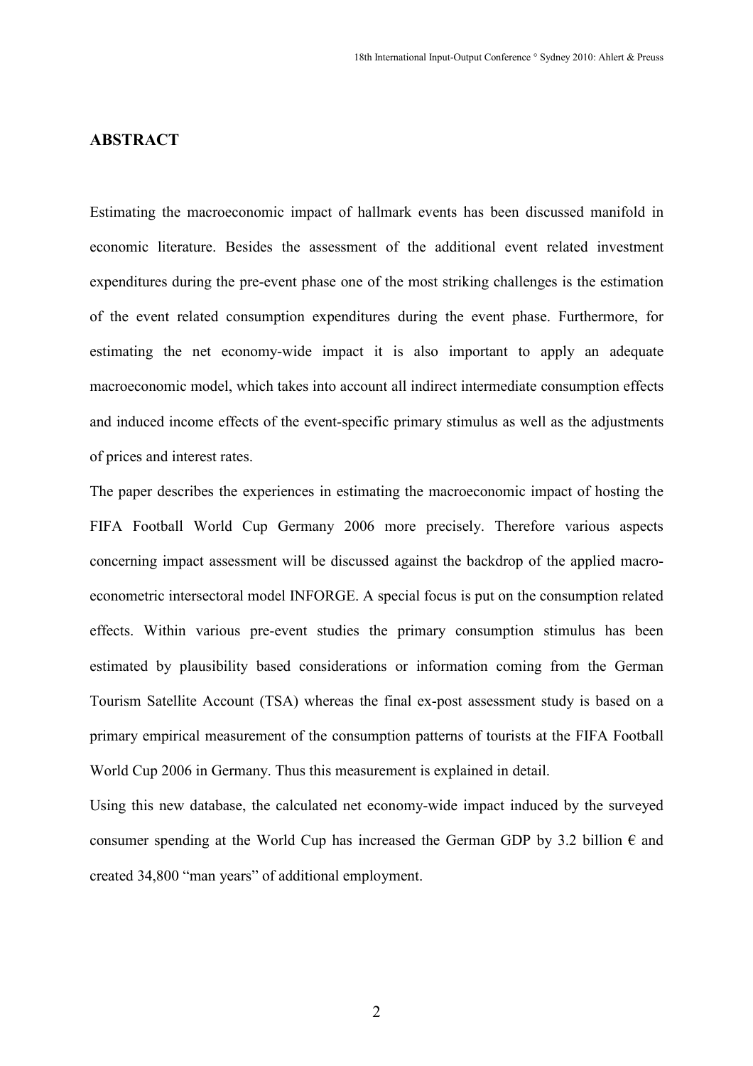## ABSTRACT

Estimating the macroeconomic impact of hallmark events has been discussed manifold in economic literature. Besides the assessment of the additional event related investment expenditures during the pre-event phase one of the most striking challenges is the estimation of the event related consumption expenditures during the event phase. Furthermore, for estimating the net economy-wide impact it is also important to apply an adequate macroeconomic model, which takes into account all indirect intermediate consumption effects and induced income effects of the event-specific primary stimulus as well as the adjustments of prices and interest rates.

The paper describes the experiences in estimating the macroeconomic impact of hosting the FIFA Football World Cup Germany 2006 more precisely. Therefore various aspects concerning impact assessment will be discussed against the backdrop of the applied macro-econometric intersectoral model INFORGE. A special focus is put on the consumption related effects. Within various pre-event studies the primary consumption stimulus has been estimated by plausibility based considerations or information coming from the German Tourism Satellite Account (TSA) whereas the final ex-post assessment study is based on a primary empirical measurement of the consumption patterns of tourists at the FIFA Football World Cup 2006 in Germany. Thus this measurement is explained in detail.

Using this new database, the calculated net economy-wide impact induced by the surveyed consumer spending at the World Cup has increased the German GDP by 3.2 billion € and created 34,800 "man years" of additional employment.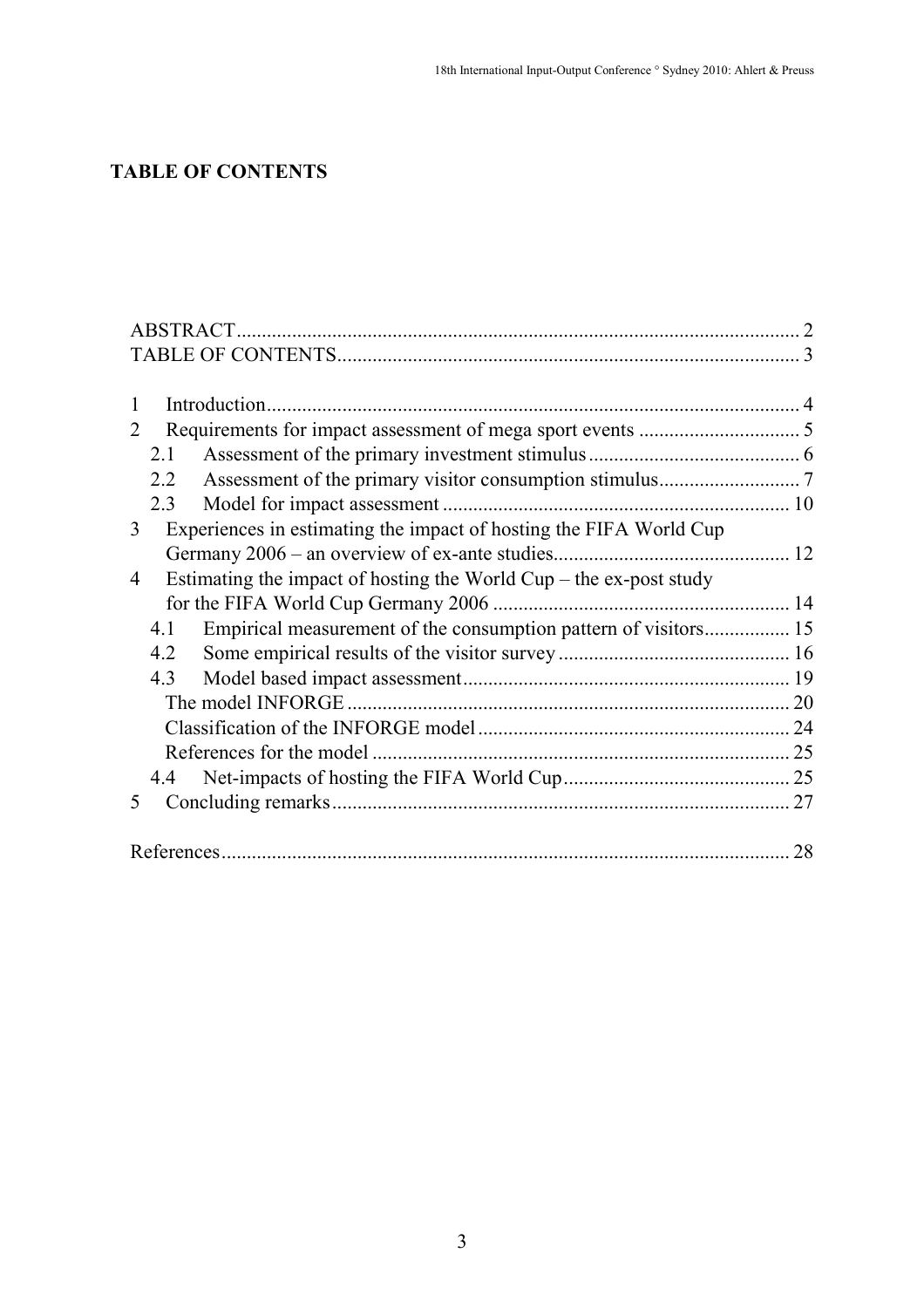## TABLE OF CONTENTS

ABSTRACT ............................................................................................................. 2
TABLE OF CONTENTS ........................................................................................... 3

1 Introduction ........................................................................................................ 4
2 Requirements for impact assessment of mega sport events ................................ 5
  2.1 Assessment of the primary investment stimulus .......................................... 6
  2.2 Assessment of the primary visitor consumption stimulus ............................ 7
  2.3 Model for impact assessment ..................................................................... 10
3 Experiences in estimating the impact of hosting the FIFA World Cup Germany 2006 – an overview of ex-ante studies ............................................... 12
4 Estimating the impact of hosting the World Cup – the ex-post study for the FIFA World Cup Germany 2006 ........................................................... 14
  4.1 Empirical measurement of the consumption pattern of visitors ................. 15
  4.2 Some empirical results of the visitor survey .............................................. 16
  4.3 Model based impact assessment ................................................................. 19
    The model INFORGE ........................................................................................ 20
    Classification of the INFORGE model ............................................................. 24
    References for the model .................................................................................. 25
  4.4 Net-impacts of hosting the FIFA World Cup ............................................. 25
5 Concluding remarks ........................................................................................... 27

References ................................................................................................................ 28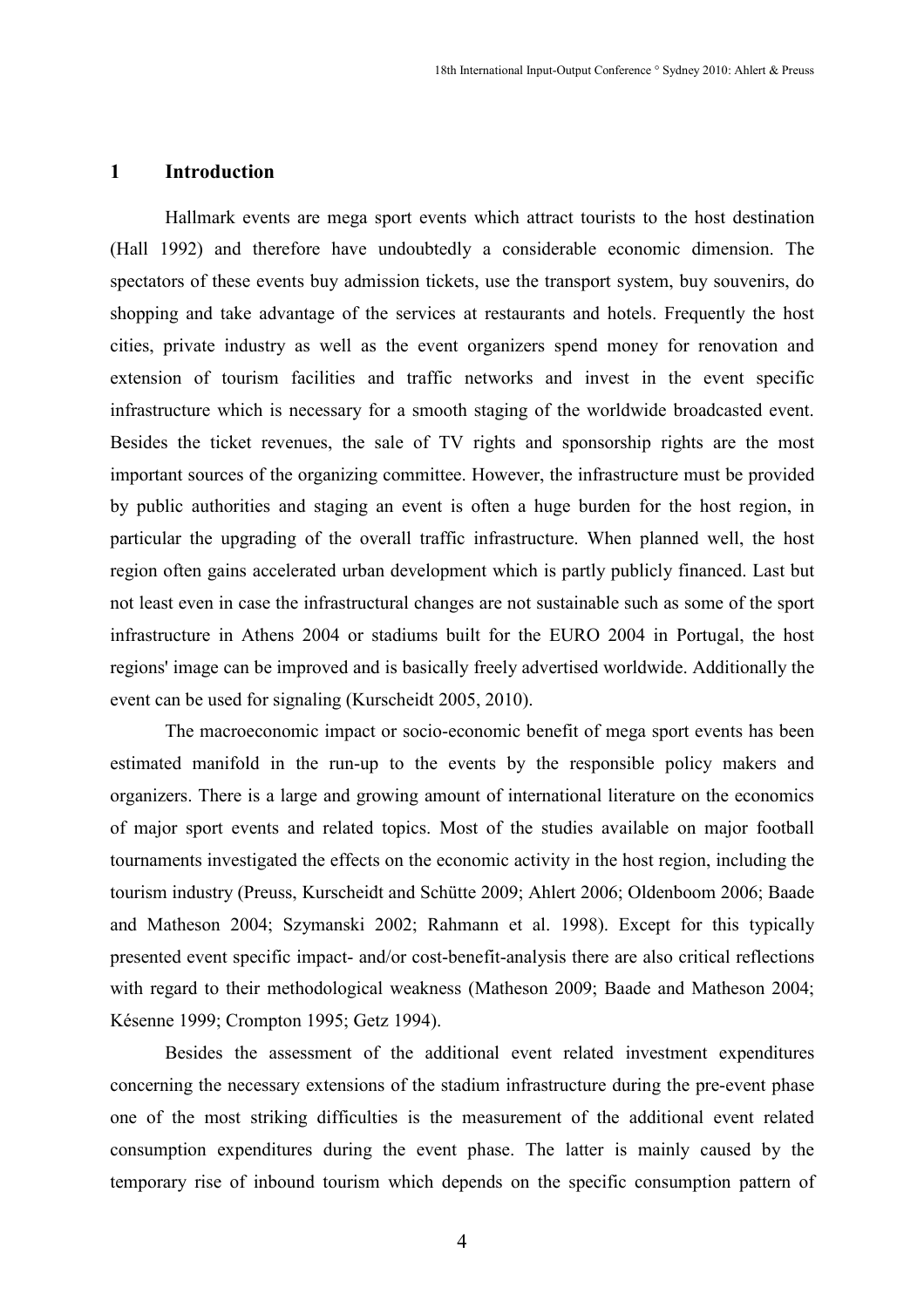## 1 Introduction

Hallmark events are mega sport events which attract tourists to the host destination (Hall 1992) and therefore have undoubtedly a considerable economic dimension. The spectators of these events buy admission tickets, use the transport system, buy souvenirs, do shopping and take advantage of the services at restaurants and hotels. Frequently the host cities, private industry as well as the event organizers spend money for renovation and extension of tourism facilities and traffic networks and invest in the event specific infrastructure which is necessary for a smooth staging of the worldwide broadcasted event. Besides the ticket revenues, the sale of TV rights and sponsorship rights are the most important sources of the organizing committee. However, the infrastructure must be provided by public authorities and staging an event is often a huge burden for the host region, in particular the upgrading of the overall traffic infrastructure. When planned well, the host region often gains accelerated urban development which is partly publicly financed. Last but not least even in case the infrastructural changes are not sustainable such as some of the sport infrastructure in Athens 2004 or stadiums built for the EURO 2004 in Portugal, the host regions' image can be improved and is basically freely advertised worldwide. Additionally the event can be used for signaling (Kurscheidt 2005, 2010).

The macroeconomic impact or socio-economic benefit of mega sport events has been estimated manifold in the run-up to the events by the responsible policy makers and organizers. There is a large and growing amount of international literature on the economics of major sport events and related topics. Most of the studies available on major football tournaments investigated the effects on the economic activity in the host region, including the tourism industry (Preuss, Kurscheidt and Schütte 2009; Ahlert 2006; Oldenboom 2006; Baade and Matheson 2004; Szymanski 2002; Rahmann et al. 1998). Except for this typically presented event specific impact- and/or cost-benefit-analysis there are also critical reflections with regard to their methodological weakness (Matheson 2009; Baade and Matheson 2004; Késenne 1999; Crompton 1995; Getz 1994).

Besides the assessment of the additional event related investment expenditures concerning the necessary extensions of the stadium infrastructure during the pre-event phase one of the most striking difficulties is the measurement of the additional event related consumption expenditures during the event phase. The latter is mainly caused by the temporary rise of inbound tourism which depends on the specific consumption pattern of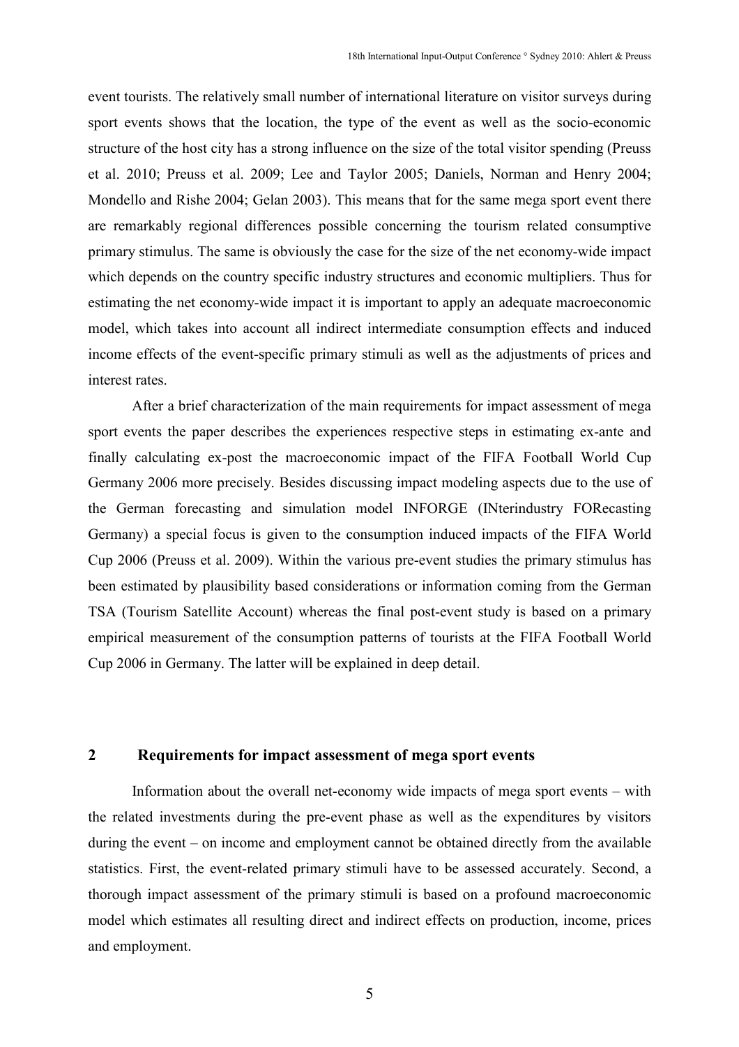event tourists. The relatively small number of international literature on visitor surveys during sport events shows that the location, the type of the event as well as the socio-economic structure of the host city has a strong influence on the size of the total visitor spending (Preuss et al. 2010; Preuss et al. 2009; Lee and Taylor 2005; Daniels, Norman and Henry 2004; Mondello and Rishe 2004; Gelan 2003). This means that for the same mega sport event there are remarkably regional differences possible concerning the tourism related consumptive primary stimulus. The same is obviously the case for the size of the net economy-wide impact which depends on the country specific industry structures and economic multipliers. Thus for estimating the net economy-wide impact it is important to apply an adequate macroeconomic model, which takes into account all indirect intermediate consumption effects and induced income effects of the event-specific primary stimuli as well as the adjustments of prices and interest rates.

After a brief characterization of the main requirements for impact assessment of mega sport events the paper describes the experiences respective steps in estimating ex-ante and finally calculating ex-post the macroeconomic impact of the FIFA Football World Cup Germany 2006 more precisely. Besides discussing impact modeling aspects due to the use of the German forecasting and simulation model INFORGE (INterindustry FORecasting Germany) a special focus is given to the consumption induced impacts of the FIFA World Cup 2006 (Preuss et al. 2009). Within the various pre-event studies the primary stimulus has been estimated by plausibility based considerations or information coming from the German TSA (Tourism Satellite Account) whereas the final post-event study is based on a primary empirical measurement of the consumption patterns of tourists at the FIFA Football World Cup 2006 in Germany. The latter will be explained in deep detail.

## 2 Requirements for impact assessment of mega sport events

Information about the overall net-economy wide impacts of mega sport events – with the related investments during the pre-event phase as well as the expenditures by visitors during the event – on income and employment cannot be obtained directly from the available statistics. First, the event-related primary stimuli have to be assessed accurately. Second, a thorough impact assessment of the primary stimuli is based on a profound macroeconomic model which estimates all resulting direct and indirect effects on production, income, prices and employment.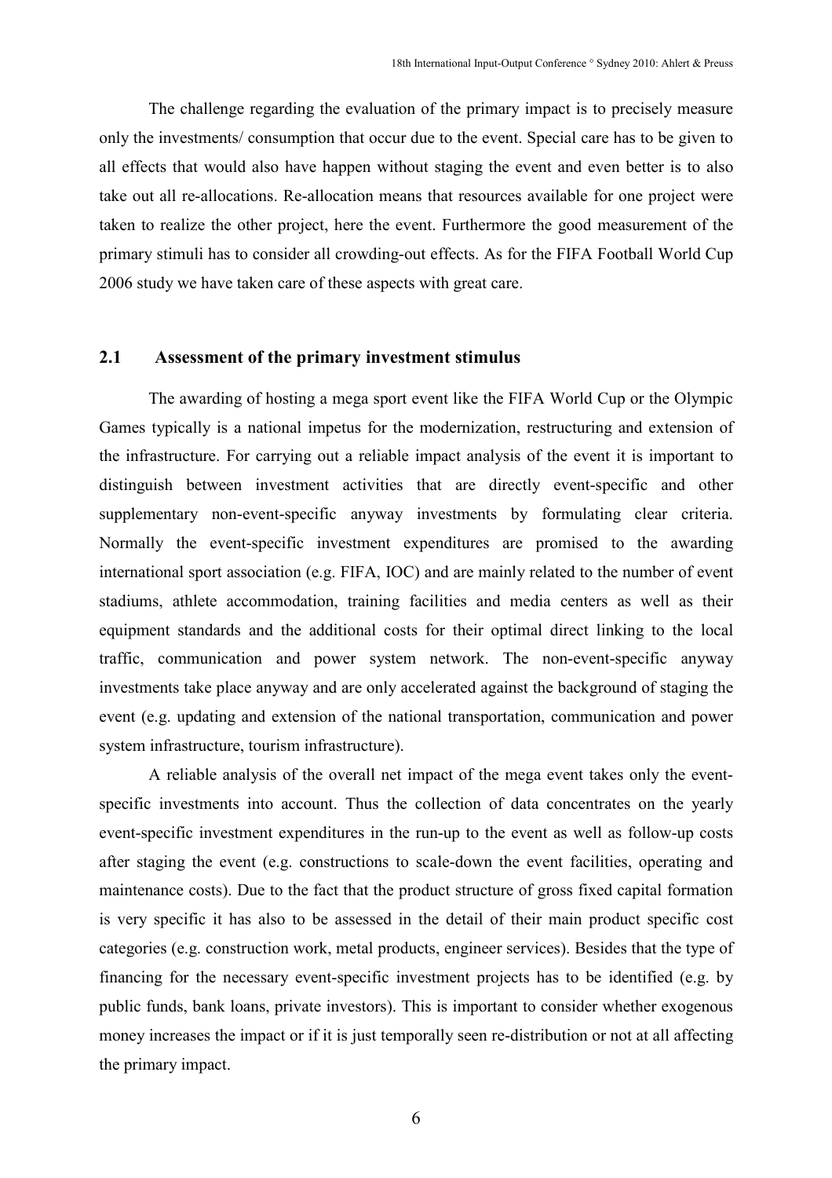The challenge regarding the evaluation of the primary impact is to precisely measure only the investments/ consumption that occur due to the event. Special care has to be given to all effects that would also have happen without staging the event and even better is to also take out all re-allocations. Re-allocation means that resources available for one project were taken to realize the other project, here the event. Furthermore the good measurement of the primary stimuli has to consider all crowding-out effects. As for the FIFA Football World Cup 2006 study we have taken care of these aspects with great care.

## 2.1 Assessment of the primary investment stimulus

The awarding of hosting a mega sport event like the FIFA World Cup or the Olympic Games typically is a national impetus for the modernization, restructuring and extension of the infrastructure. For carrying out a reliable impact analysis of the event it is important to distinguish between investment activities that are directly event-specific and other supplementary non-event-specific anyway investments by formulating clear criteria. Normally the event-specific investment expenditures are promised to the awarding international sport association (e.g. FIFA, IOC) and are mainly related to the number of event stadiums, athlete accommodation, training facilities and media centers as well as their equipment standards and the additional costs for their optimal direct linking to the local traffic, communication and power system network. The non-event-specific anyway investments take place anyway and are only accelerated against the background of staging the event (e.g. updating and extension of the national transportation, communication and power system infrastructure, tourism infrastructure).

A reliable analysis of the overall net impact of the mega event takes only the event-specific investments into account. Thus the collection of data concentrates on the yearly event-specific investment expenditures in the run-up to the event as well as follow-up costs after staging the event (e.g. constructions to scale-down the event facilities, operating and maintenance costs). Due to the fact that the product structure of gross fixed capital formation is very specific it has also to be assessed in the detail of their main product specific cost categories (e.g. construction work, metal products, engineer services). Besides that the type of financing for the necessary event-specific investment projects has to be identified (e.g. by public funds, bank loans, private investors). This is important to consider whether exogenous money increases the impact or if it is just temporally seen re-distribution or not at all affecting the primary impact.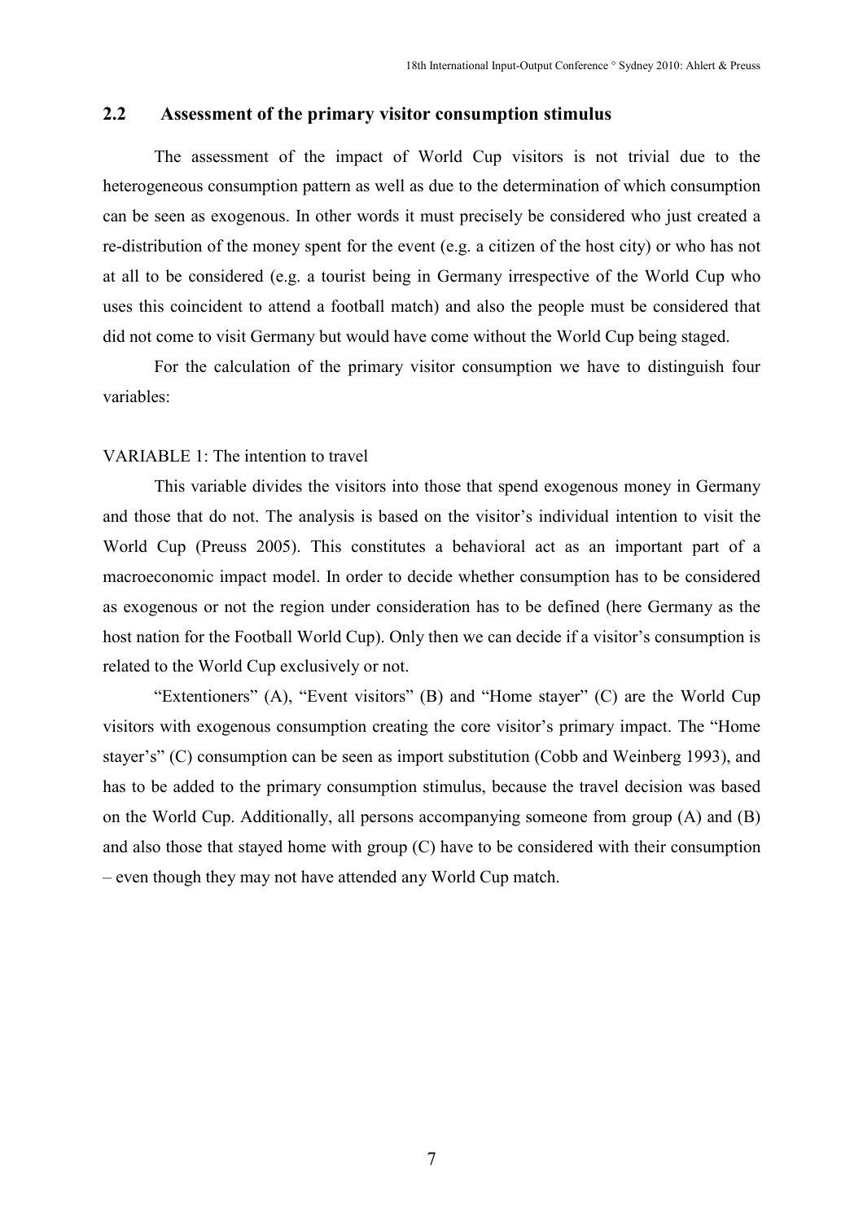## 2.2 Assessment of the primary visitor consumption stimulus

The assessment of the impact of World Cup visitors is not trivial due to the heterogeneous consumption pattern as well as due to the determination of which consumption can be seen as exogenous. In other words it must precisely be considered who just created a re-distribution of the money spent for the event (e.g. a citizen of the host city) or who has not at all to be considered (e.g. a tourist being in Germany irrespective of the World Cup who uses this coincident to attend a football match) and also the people must be considered that did not come to visit Germany but would have come without the World Cup being staged.

For the calculation of the primary visitor consumption we have to distinguish four variables:

VARIABLE 1: The intention to travel

This variable divides the visitors into those that spend exogenous money in Germany and those that do not. The analysis is based on the visitor's individual intention to visit the World Cup (Preuss 2005). This constitutes a behavioral act as an important part of a macroeconomic impact model. In order to decide whether consumption has to be considered as exogenous or not the region under consideration has to be defined (here Germany as the host nation for the Football World Cup). Only then we can decide if a visitor's consumption is related to the World Cup exclusively or not.

"Extentioners" (A), "Event visitors" (B) and "Home stayer" (C) are the World Cup visitors with exogenous consumption creating the core visitor's primary impact. The "Home stayer's" (C) consumption can be seen as import substitution (Cobb and Weinberg 1993), and has to be added to the primary consumption stimulus, because the travel decision was based on the World Cup. Additionally, all persons accompanying someone from group (A) and (B) and also those that stayed home with group (C) have to be considered with their consumption – even though they may not have attended any World Cup match.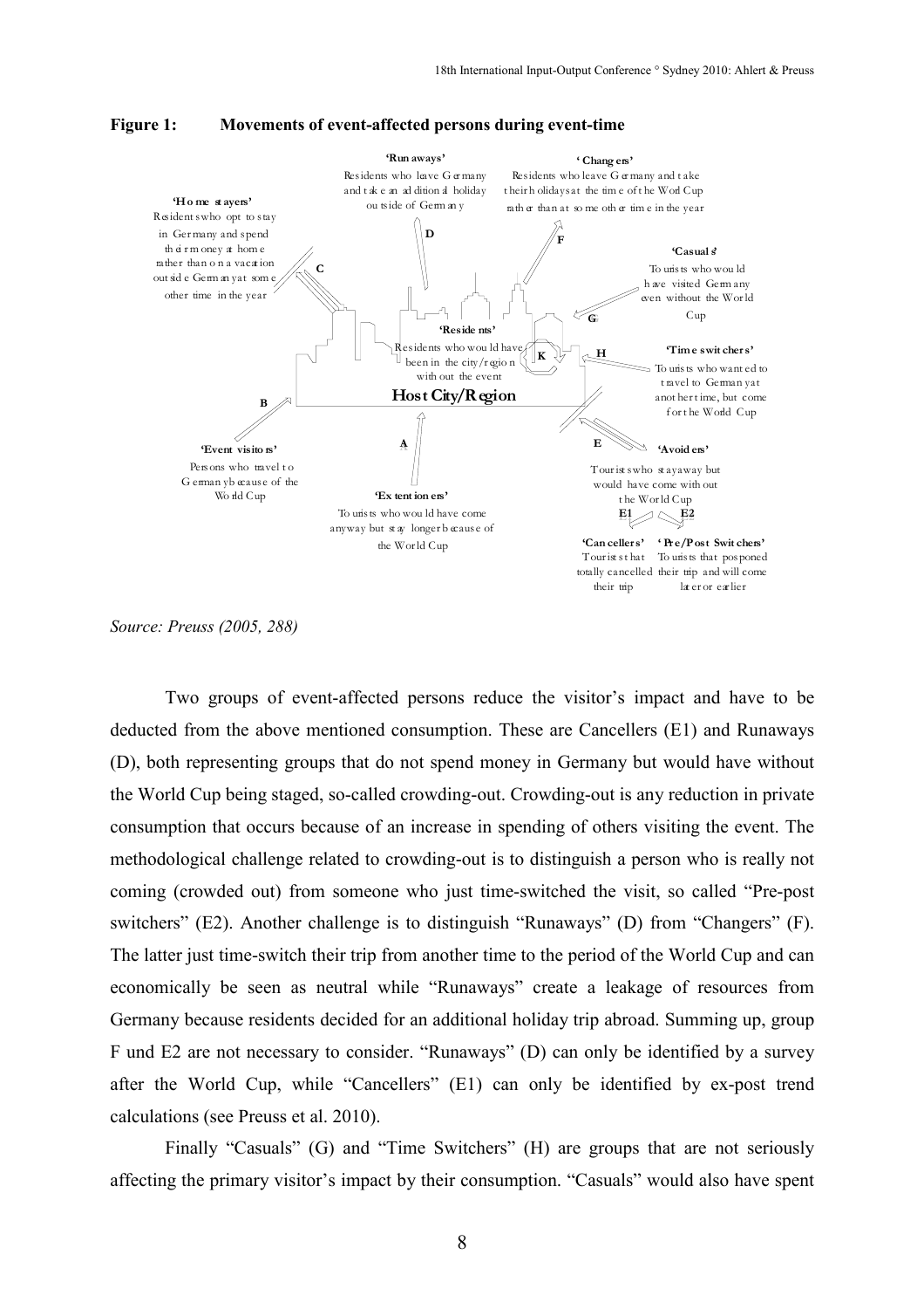**Figure 1: Movements of event-affected persons during event-time**

'Home stayers'
Residents who opt to stay in Germany and spend their money at home rather than on a vacation outside Germany at some other time in the year

'Run aways'
Residents who leave Germany and take an additional holiday outside of Germany

'Changers'
Residents who leave Germany and take their holidays at the time of the World Cup rather than at some other time in the year

'Casuals'
Tourists who would have visited Germany even without the World Cup

'Residents'
Residents who would have been in the city/region without the event

'Time switchers'
Tourists who wanted to travel to Germany at another time, but come for the World Cup

Host City/Region

'Event visitors'
Persons who travel to Germany because of the World Cup

'Extentioners'
Tourists who would have come anyway but stay longer because of the World Cup

'Avoiders'
Tourists who stay away but would have come without the World Cup

'Cancellers'
Tourists that totally cancelled their trip

'Pre/Post Switchers'
Tourists that posponed their trip and will come later or earlier

*Source: Preuss (2005, 288)*

Two groups of event-affected persons reduce the visitor's impact and have to be deducted from the above mentioned consumption. These are Cancellers (E1) and Runaways (D), both representing groups that do not spend money in Germany but would have without the World Cup being staged, so-called crowding-out. Crowding-out is any reduction in private consumption that occurs because of an increase in spending of others visiting the event. The methodological challenge related to crowding-out is to distinguish a person who is really not coming (crowded out) from someone who just time-switched the visit, so called "Pre-post switchers" (E2). Another challenge is to distinguish "Runaways" (D) from "Changers" (F). The latter just time-switch their trip from another time to the period of the World Cup and can economically be seen as neutral while "Runaways" create a leakage of resources from Germany because residents decided for an additional holiday trip abroad. Summing up, group F und E2 are not necessary to consider. "Runaways" (D) can only be identified by a survey after the World Cup, while "Cancellers" (E1) can only be identified by ex-post trend calculations (see Preuss et al. 2010).

Finally "Casuals" (G) and "Time Switchers" (H) are groups that are not seriously affecting the primary visitor's impact by their consumption. "Casuals" would also have spent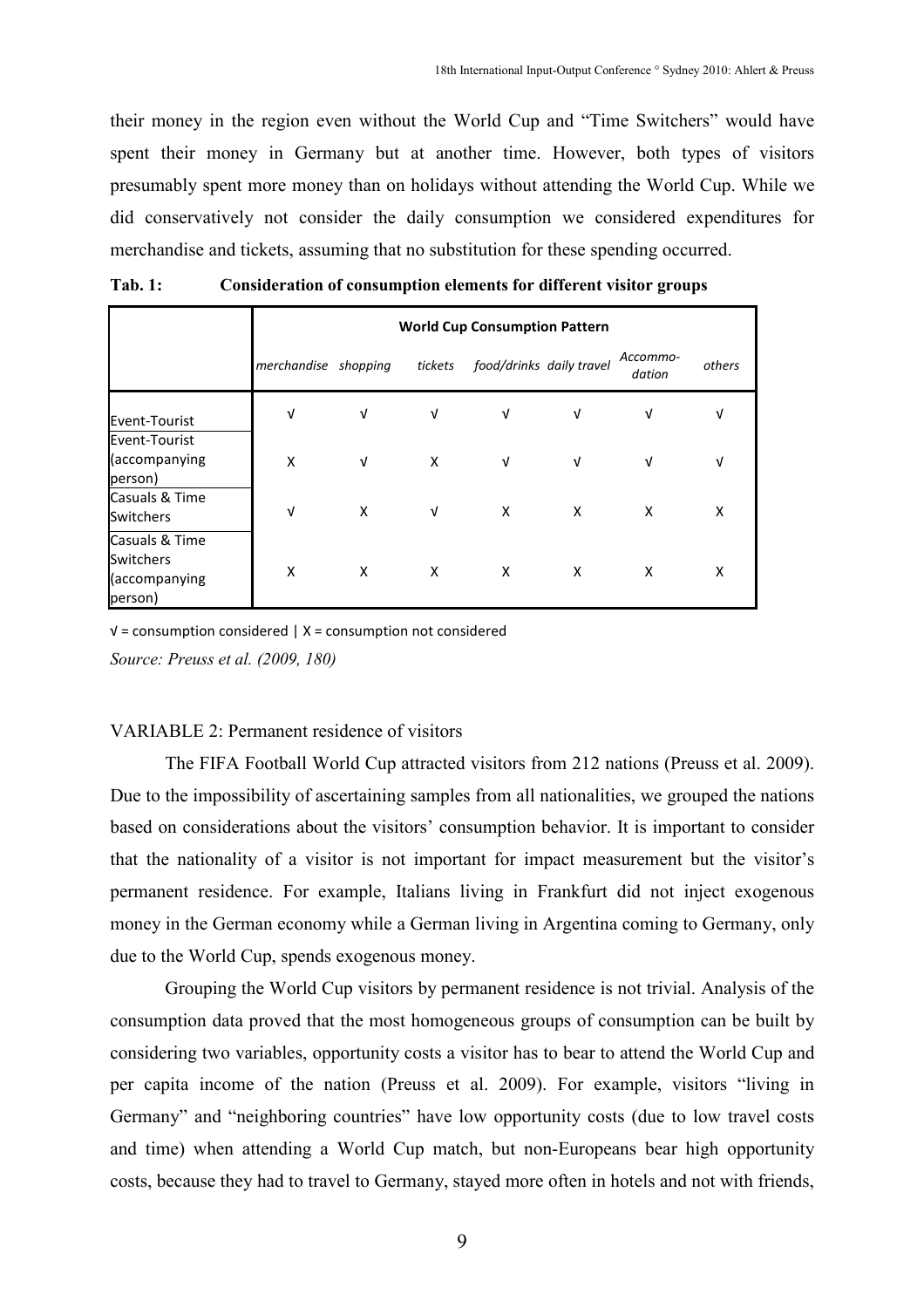their money in the region even without the World Cup and "Time Switchers" would have spent their money in Germany but at another time. However, both types of visitors presumably spent more money than on holidays without attending the World Cup. While we did conservatively not consider the daily consumption we considered expenditures for merchandise and tickets, assuming that no substitution for these spending occurred.

**Tab. 1: Consideration of consumption elements for different visitor groups**

| | **World Cup Consumption Pattern** | | | | | | |
|---|---|---|---|---|---|---|---|
| | *merchandise* | *shopping* | *tickets* | *food/drinks* | *daily travel* | *Accommo-dation* | *others* |
| Event-Tourist | √ | √ | √ | √ | √ | √ | √ |
| Event-Tourist (accompanying person) | X | √ | X | √ | √ | √ | √ |
| Casuals & Time Switchers | √ | X | √ | X | X | X | X |
| Casuals & Time Switchers (accompanying person) | X | X | X | X | X | X | X |

√ = consumption considered | X = consumption not considered

*Source: Preuss et al. (2009, 180)*

VARIABLE 2: Permanent residence of visitors

The FIFA Football World Cup attracted visitors from 212 nations (Preuss et al. 2009). Due to the impossibility of ascertaining samples from all nationalities, we grouped the nations based on considerations about the visitors' consumption behavior. It is important to consider that the nationality of a visitor is not important for impact measurement but the visitor's permanent residence. For example, Italians living in Frankfurt did not inject exogenous money in the German economy while a German living in Argentina coming to Germany, only due to the World Cup, spends exogenous money.

Grouping the World Cup visitors by permanent residence is not trivial. Analysis of the consumption data proved that the most homogeneous groups of consumption can be built by considering two variables, opportunity costs a visitor has to bear to attend the World Cup and per capita income of the nation (Preuss et al. 2009). For example, visitors "living in Germany" and "neighboring countries" have low opportunity costs (due to low travel costs and time) when attending a World Cup match, but non-Europeans bear high opportunity costs, because they had to travel to Germany, stayed more often in hotels and not with friends,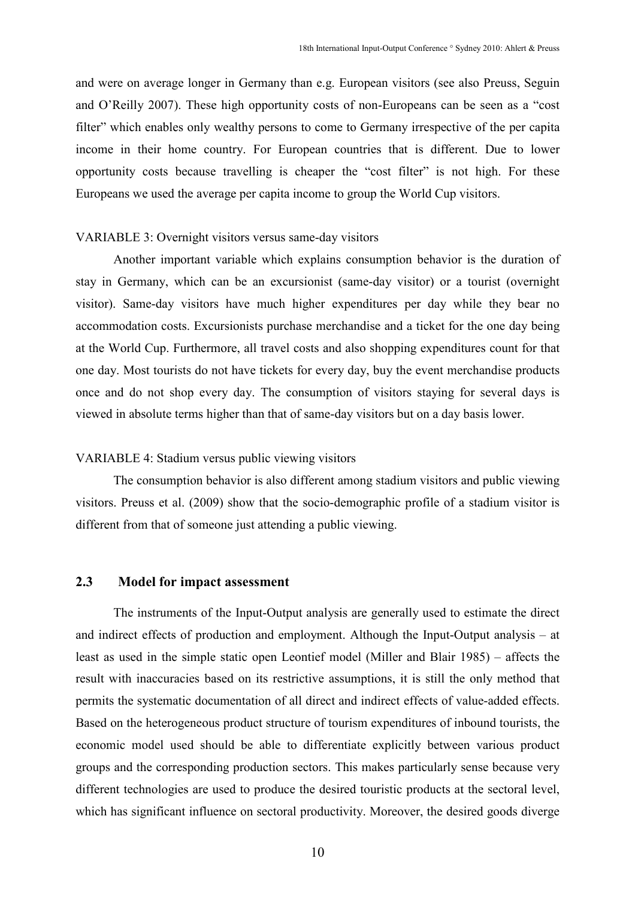and were on average longer in Germany than e.g. European visitors (see also Preuss, Seguin and O'Reilly 2007). These high opportunity costs of non-Europeans can be seen as a "cost filter" which enables only wealthy persons to come to Germany irrespective of the per capita income in their home country. For European countries that is different. Due to lower opportunity costs because travelling is cheaper the "cost filter" is not high. For these Europeans we used the average per capita income to group the World Cup visitors.

VARIABLE 3: Overnight visitors versus same-day visitors

Another important variable which explains consumption behavior is the duration of stay in Germany, which can be an excursionist (same-day visitor) or a tourist (overnight visitor). Same-day visitors have much higher expenditures per day while they bear no accommodation costs. Excursionists purchase merchandise and a ticket for the one day being at the World Cup. Furthermore, all travel costs and also shopping expenditures count for that one day. Most tourists do not have tickets for every day, buy the event merchandise products once and do not shop every day. The consumption of visitors staying for several days is viewed in absolute terms higher than that of same-day visitors but on a day basis lower.

VARIABLE 4: Stadium versus public viewing visitors

The consumption behavior is also different among stadium visitors and public viewing visitors. Preuss et al. (2009) show that the socio-demographic profile of a stadium visitor is different from that of someone just attending a public viewing.

## 2.3 Model for impact assessment

The instruments of the Input-Output analysis are generally used to estimate the direct and indirect effects of production and employment. Although the Input-Output analysis – at least as used in the simple static open Leontief model (Miller and Blair 1985) – affects the result with inaccuracies based on its restrictive assumptions, it is still the only method that permits the systematic documentation of all direct and indirect effects of value-added effects. Based on the heterogeneous product structure of tourism expenditures of inbound tourists, the economic model used should be able to differentiate explicitly between various product groups and the corresponding production sectors. This makes particularly sense because very different technologies are used to produce the desired touristic products at the sectoral level, which has significant influence on sectoral productivity. Moreover, the desired goods diverge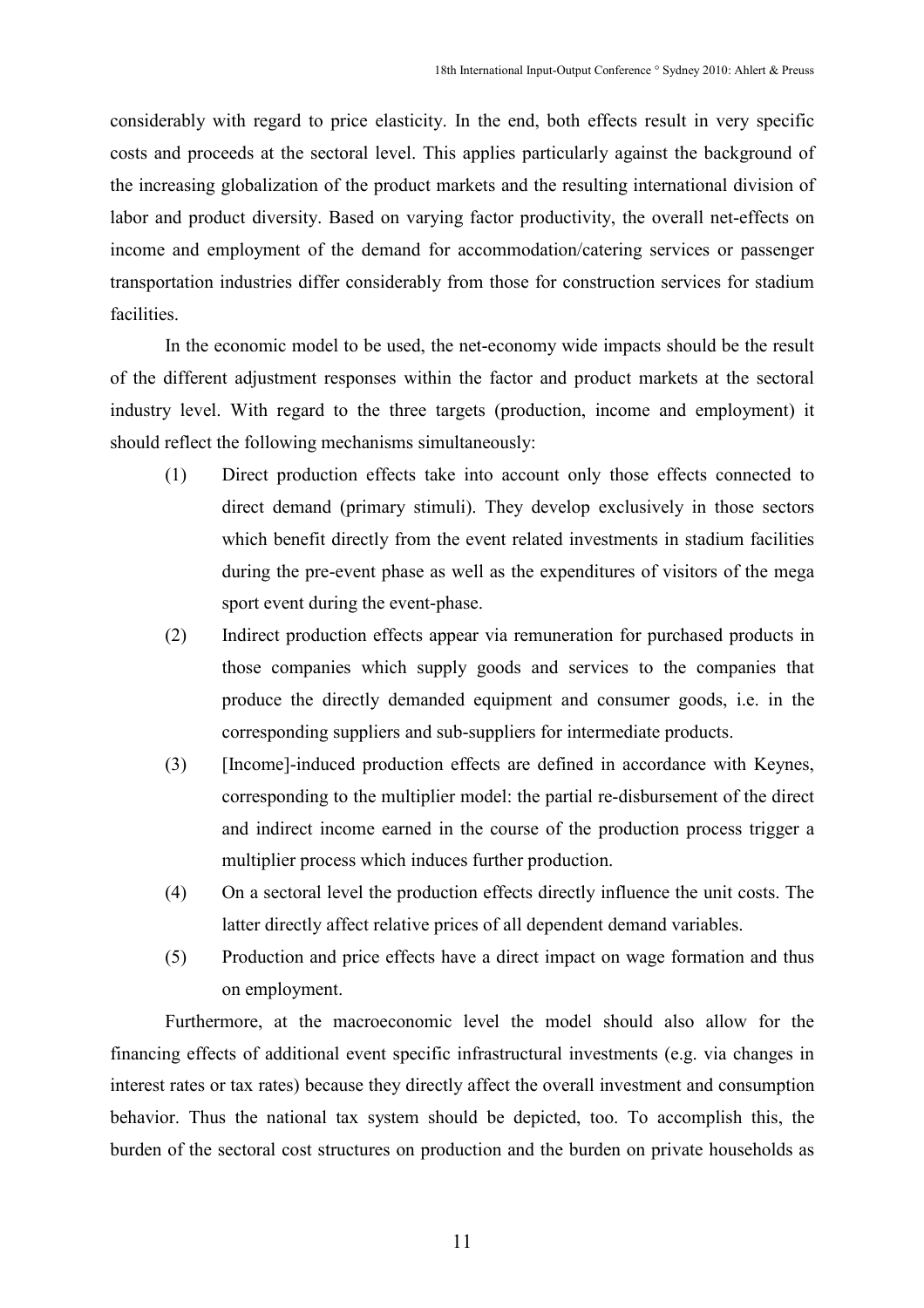considerably with regard to price elasticity. In the end, both effects result in very specific costs and proceeds at the sectoral level. This applies particularly against the background of the increasing globalization of the product markets and the resulting international division of labor and product diversity. Based on varying factor productivity, the overall net-effects on income and employment of the demand for accommodation/catering services or passenger transportation industries differ considerably from those for construction services for stadium facilities.

In the economic model to be used, the net-economy wide impacts should be the result of the different adjustment responses within the factor and product markets at the sectoral industry level. With regard to the three targets (production, income and employment) it should reflect the following mechanisms simultaneously:

(1) Direct production effects take into account only those effects connected to direct demand (primary stimuli). They develop exclusively in those sectors which benefit directly from the event related investments in stadium facilities during the pre-event phase as well as the expenditures of visitors of the mega sport event during the event-phase.

(2) Indirect production effects appear via remuneration for purchased products in those companies which supply goods and services to the companies that produce the directly demanded equipment and consumer goods, i.e. in the corresponding suppliers and sub-suppliers for intermediate products.

(3) [Income]-induced production effects are defined in accordance with Keynes, corresponding to the multiplier model: the partial re-disbursement of the direct and indirect income earned in the course of the production process trigger a multiplier process which induces further production.

(4) On a sectoral level the production effects directly influence the unit costs. The latter directly affect relative prices of all dependent demand variables.

(5) Production and price effects have a direct impact on wage formation and thus on employment.

Furthermore, at the macroeconomic level the model should also allow for the financing effects of additional event specific infrastructural investments (e.g. via changes in interest rates or tax rates) because they directly affect the overall investment and consumption behavior. Thus the national tax system should be depicted, too. To accomplish this, the burden of the sectoral cost structures on production and the burden on private households as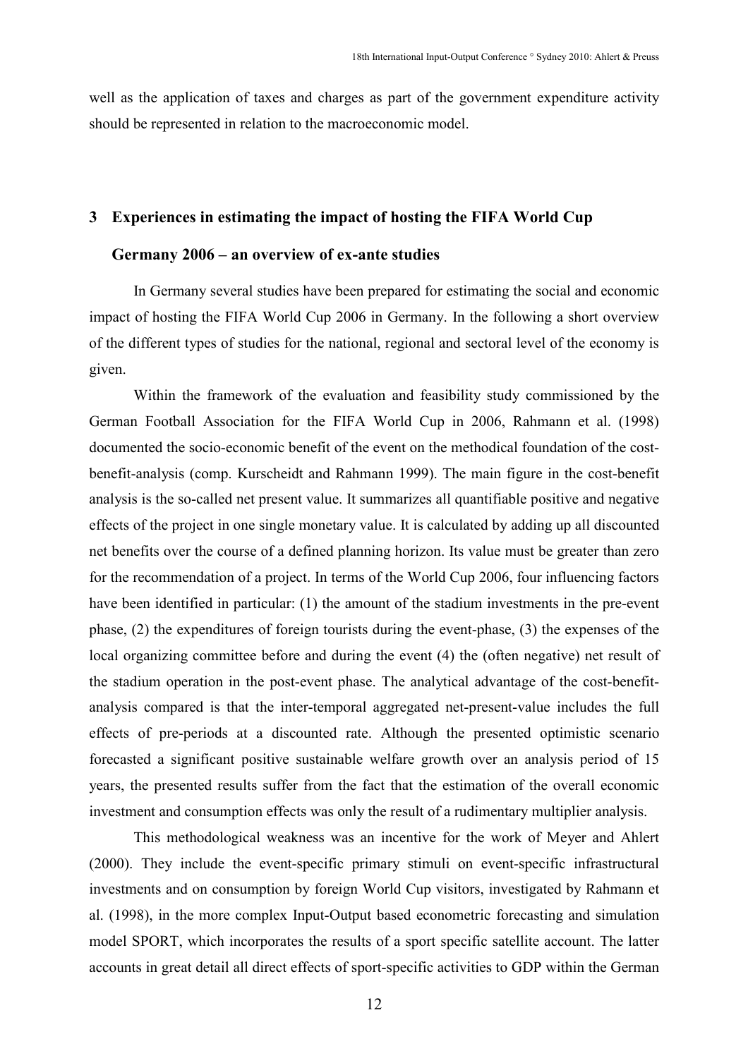well as the application of taxes and charges as part of the government expenditure activity should be represented in relation to the macroeconomic model.

## 3 Experiences in estimating the impact of hosting the FIFA World Cup Germany 2006 – an overview of ex-ante studies

In Germany several studies have been prepared for estimating the social and economic impact of hosting the FIFA World Cup 2006 in Germany. In the following a short overview of the different types of studies for the national, regional and sectoral level of the economy is given.

Within the framework of the evaluation and feasibility study commissioned by the German Football Association for the FIFA World Cup in 2006, Rahmann et al. (1998) documented the socio-economic benefit of the event on the methodical foundation of the cost-benefit-analysis (comp. Kurscheidt and Rahmann 1999). The main figure in the cost-benefit analysis is the so-called net present value. It summarizes all quantifiable positive and negative effects of the project in one single monetary value. It is calculated by adding up all discounted net benefits over the course of a defined planning horizon. Its value must be greater than zero for the recommendation of a project. In terms of the World Cup 2006, four influencing factors have been identified in particular: (1) the amount of the stadium investments in the pre-event phase, (2) the expenditures of foreign tourists during the event-phase, (3) the expenses of the local organizing committee before and during the event (4) the (often negative) net result of the stadium operation in the post-event phase. The analytical advantage of the cost-benefit-analysis compared is that the inter-temporal aggregated net-present-value includes the full effects of pre-periods at a discounted rate. Although the presented optimistic scenario forecasted a significant positive sustainable welfare growth over an analysis period of 15 years, the presented results suffer from the fact that the estimation of the overall economic investment and consumption effects was only the result of a rudimentary multiplier analysis.

This methodological weakness was an incentive for the work of Meyer and Ahlert (2000). They include the event-specific primary stimuli on event-specific infrastructural investments and on consumption by foreign World Cup visitors, investigated by Rahmann et al. (1998), in the more complex Input-Output based econometric forecasting and simulation model SPORT, which incorporates the results of a sport specific satellite account. The latter accounts in great detail all direct effects of sport-specific activities to GDP within the German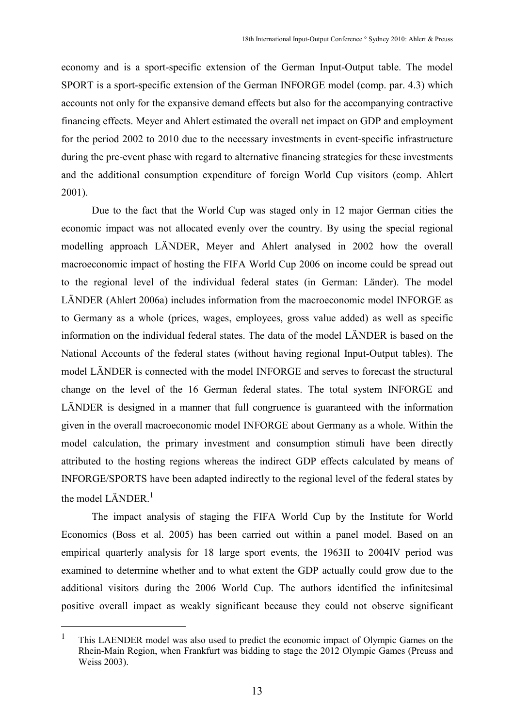economy and is a sport-specific extension of the German Input-Output table. The model SPORT is a sport-specific extension of the German INFORGE model (comp. par. 4.3) which accounts not only for the expansive demand effects but also for the accompanying contractive financing effects. Meyer and Ahlert estimated the overall net impact on GDP and employment for the period 2002 to 2010 due to the necessary investments in event-specific infrastructure during the pre-event phase with regard to alternative financing strategies for these investments and the additional consumption expenditure of foreign World Cup visitors (comp. Ahlert 2001).

Due to the fact that the World Cup was staged only in 12 major German cities the economic impact was not allocated evenly over the country. By using the special regional modelling approach LÄNDER, Meyer and Ahlert analysed in 2002 how the overall macroeconomic impact of hosting the FIFA World Cup 2006 on income could be spread out to the regional level of the individual federal states (in German: Länder). The model LÄNDER (Ahlert 2006a) includes information from the macroeconomic model INFORGE as to Germany as a whole (prices, wages, employees, gross value added) as well as specific information on the individual federal states. The data of the model LÄNDER is based on the National Accounts of the federal states (without having regional Input-Output tables). The model LÄNDER is connected with the model INFORGE and serves to forecast the structural change on the level of the 16 German federal states. The total system INFORGE and LÄNDER is designed in a manner that full congruence is guaranteed with the information given in the overall macroeconomic model INFORGE about Germany as a whole. Within the model calculation, the primary investment and consumption stimuli have been directly attributed to the hosting regions whereas the indirect GDP effects calculated by means of INFORGE/SPORTS have been adapted indirectly to the regional level of the federal states by the model LÄNDER.[1]

The impact analysis of staging the FIFA World Cup by the Institute for World Economics (Boss et al. 2005) has been carried out within a panel model. Based on an empirical quarterly analysis for 18 large sport events, the 1963II to 2004IV period was examined to determine whether and to what extent the GDP actually could grow due to the additional visitors during the 2006 World Cup. The authors identified the infinitesimal positive overall impact as weakly significant because they could not observe significant

---

[1] This LAENDER model was also used to predict the economic impact of Olympic Games on the Rhein-Main Region, when Frankfurt was bidding to stage the 2012 Olympic Games (Preuss and Weiss 2003).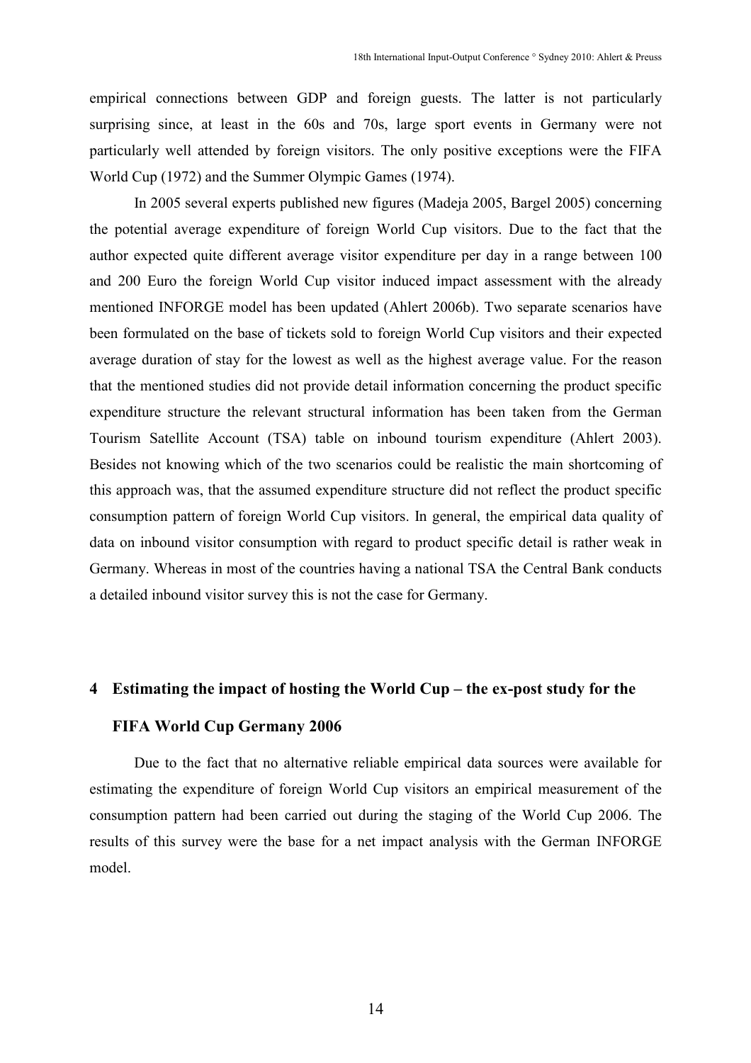empirical connections between GDP and foreign guests. The latter is not particularly surprising since, at least in the 60s and 70s, large sport events in Germany were not particularly well attended by foreign visitors. The only positive exceptions were the FIFA World Cup (1972) and the Summer Olympic Games (1974).

In 2005 several experts published new figures (Madeja 2005, Bargel 2005) concerning the potential average expenditure of foreign World Cup visitors. Due to the fact that the author expected quite different average visitor expenditure per day in a range between 100 and 200 Euro the foreign World Cup visitor induced impact assessment with the already mentioned INFORGE model has been updated (Ahlert 2006b). Two separate scenarios have been formulated on the base of tickets sold to foreign World Cup visitors and their expected average duration of stay for the lowest as well as the highest average value. For the reason that the mentioned studies did not provide detail information concerning the product specific expenditure structure the relevant structural information has been taken from the German Tourism Satellite Account (TSA) table on inbound tourism expenditure (Ahlert 2003). Besides not knowing which of the two scenarios could be realistic the main shortcoming of this approach was, that the assumed expenditure structure did not reflect the product specific consumption pattern of foreign World Cup visitors. In general, the empirical data quality of data on inbound visitor consumption with regard to product specific detail is rather weak in Germany. Whereas in most of the countries having a national TSA the Central Bank conducts a detailed inbound visitor survey this is not the case for Germany.

## 4 Estimating the impact of hosting the World Cup – the ex-post study for the FIFA World Cup Germany 2006

Due to the fact that no alternative reliable empirical data sources were available for estimating the expenditure of foreign World Cup visitors an empirical measurement of the consumption pattern had been carried out during the staging of the World Cup 2006. The results of this survey were the base for a net impact analysis with the German INFORGE model.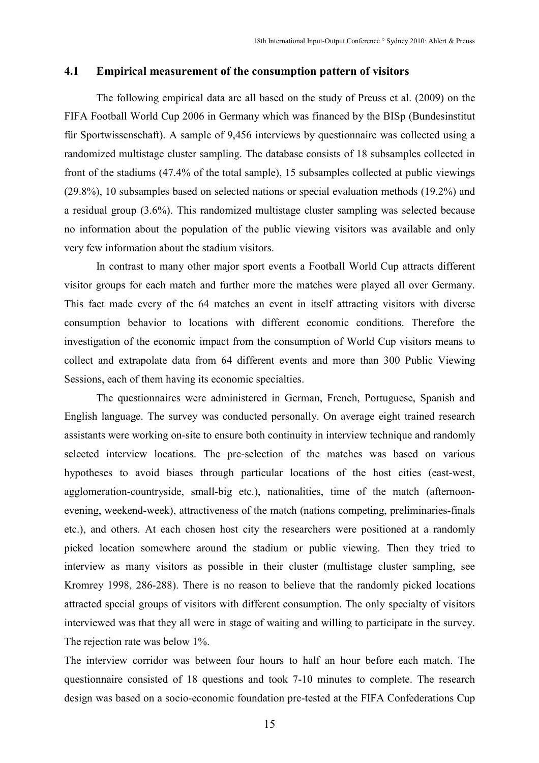## 4.1 Empirical measurement of the consumption pattern of visitors

The following empirical data are all based on the study of Preuss et al. (2009) on the FIFA Football World Cup 2006 in Germany which was financed by the BISp (Bundesinstitut für Sportwissenschaft). A sample of 9,456 interviews by questionnaire was collected using a randomized multistage cluster sampling. The database consists of 18 subsamples collected in front of the stadiums (47.4% of the total sample), 15 subsamples collected at public viewings (29.8%), 10 subsamples based on selected nations or special evaluation methods (19.2%) and a residual group (3.6%). This randomized multistage cluster sampling was selected because no information about the population of the public viewing visitors was available and only very few information about the stadium visitors.

In contrast to many other major sport events a Football World Cup attracts different visitor groups for each match and further more the matches were played all over Germany. This fact made every of the 64 matches an event in itself attracting visitors with diverse consumption behavior to locations with different economic conditions. Therefore the investigation of the economic impact from the consumption of World Cup visitors means to collect and extrapolate data from 64 different events and more than 300 Public Viewing Sessions, each of them having its economic specialties.

The questionnaires were administered in German, French, Portuguese, Spanish and English language. The survey was conducted personally. On average eight trained research assistants were working on-site to ensure both continuity in interview technique and randomly selected interview locations. The pre-selection of the matches was based on various hypotheses to avoid biases through particular locations of the host cities (east-west, agglomeration-countryside, small-big etc.), nationalities, time of the match (afternoon-evening, weekend-week), attractiveness of the match (nations competing, preliminaries-finals etc.), and others. At each chosen host city the researchers were positioned at a randomly picked location somewhere around the stadium or public viewing. Then they tried to interview as many visitors as possible in their cluster (multistage cluster sampling, see Kromrey 1998, 286-288). There is no reason to believe that the randomly picked locations attracted special groups of visitors with different consumption. The only specialty of visitors interviewed was that they all were in stage of waiting and willing to participate in the survey. The rejection rate was below 1%.

The interview corridor was between four hours to half an hour before each match. The questionnaire consisted of 18 questions and took 7-10 minutes to complete. The research design was based on a socio-economic foundation pre-tested at the FIFA Confederations Cup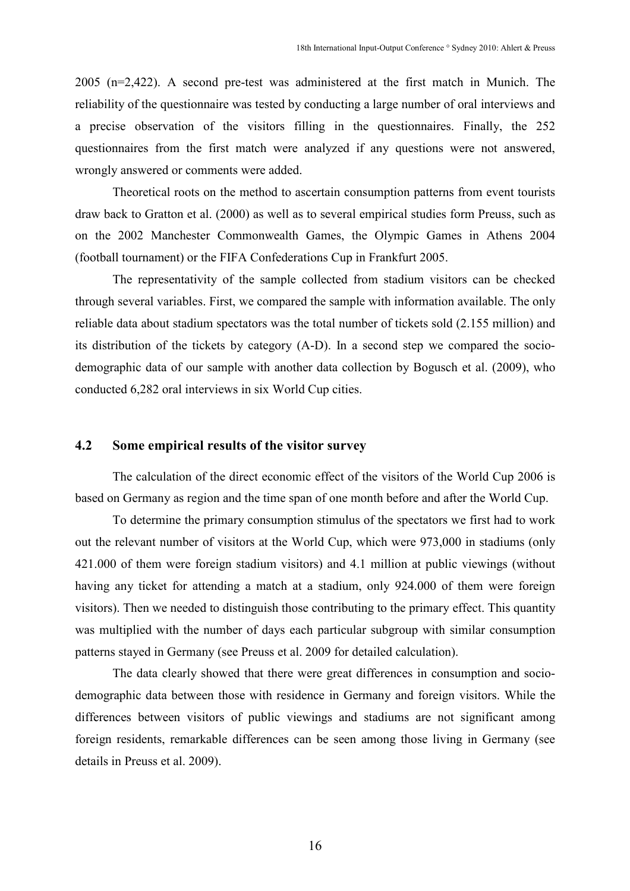2005 (n=2,422). A second pre-test was administered at the first match in Munich. The reliability of the questionnaire was tested by conducting a large number of oral interviews and a precise observation of the visitors filling in the questionnaires. Finally, the 252 questionnaires from the first match were analyzed if any questions were not answered, wrongly answered or comments were added.

Theoretical roots on the method to ascertain consumption patterns from event tourists draw back to Gratton et al. (2000) as well as to several empirical studies form Preuss, such as on the 2002 Manchester Commonwealth Games, the Olympic Games in Athens 2004 (football tournament) or the FIFA Confederations Cup in Frankfurt 2005.

The representativity of the sample collected from stadium visitors can be checked through several variables. First, we compared the sample with information available. The only reliable data about stadium spectators was the total number of tickets sold (2.155 million) and its distribution of the tickets by category (A-D). In a second step we compared the socio-demographic data of our sample with another data collection by Bogusch et al. (2009), who conducted 6,282 oral interviews in six World Cup cities.

## 4.2 Some empirical results of the visitor survey

The calculation of the direct economic effect of the visitors of the World Cup 2006 is based on Germany as region and the time span of one month before and after the World Cup.

To determine the primary consumption stimulus of the spectators we first had to work out the relevant number of visitors at the World Cup, which were 973,000 in stadiums (only 421.000 of them were foreign stadium visitors) and 4.1 million at public viewings (without having any ticket for attending a match at a stadium, only 924.000 of them were foreign visitors). Then we needed to distinguish those contributing to the primary effect. This quantity was multiplied with the number of days each particular subgroup with similar consumption patterns stayed in Germany (see Preuss et al. 2009 for detailed calculation).

The data clearly showed that there were great differences in consumption and socio-demographic data between those with residence in Germany and foreign visitors. While the differences between visitors of public viewings and stadiums are not significant among foreign residents, remarkable differences can be seen among those living in Germany (see details in Preuss et al. 2009).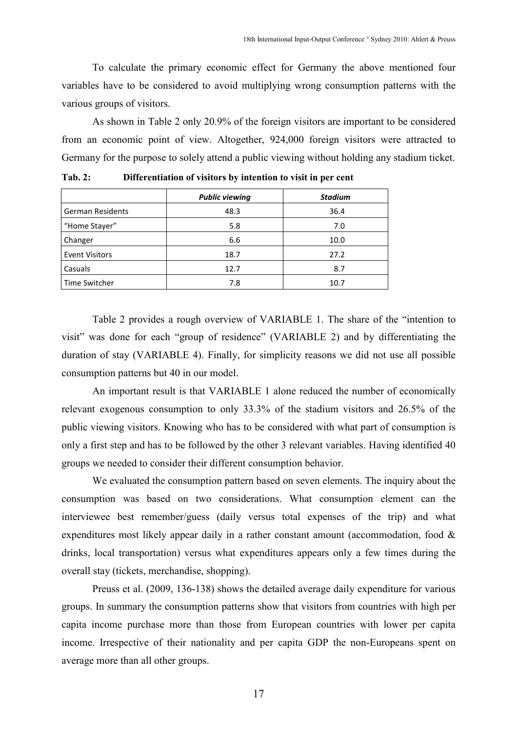To calculate the primary economic effect for Germany the above mentioned four variables have to be considered to avoid multiplying wrong consumption patterns with the various groups of visitors.

As shown in Table 2 only 20.9% of the foreign visitors are important to be considered from an economic point of view. Altogether, 924,000 foreign visitors were attracted to Germany for the purpose to solely attend a public viewing without holding any stadium ticket.

**Tab. 2: Differentiation of visitors by intention to visit in per cent**

| | *Public viewing* | *Stadium* |
|---|---|---|
| German Residents | 48.3 | 36.4 |
| "Home Stayer" | 5.8 | 7.0 |
| Changer | 6.6 | 10.0 |
| Event Visitors | 18.7 | 27.2 |
| Casuals | 12.7 | 8.7 |
| Time Switcher | 7.8 | 10.7 |

Table 2 provides a rough overview of VARIABLE 1. The share of the "intention to visit" was done for each "group of residence" (VARIABLE 2) and by differentiating the duration of stay (VARIABLE 4). Finally, for simplicity reasons we did not use all possible consumption patterns but 40 in our model.

An important result is that VARIABLE 1 alone reduced the number of economically relevant exogenous consumption to only 33.3% of the stadium visitors and 26.5% of the public viewing visitors. Knowing who has to be considered with what part of consumption is only a first step and has to be followed by the other 3 relevant variables. Having identified 40 groups we needed to consider their different consumption behavior.

We evaluated the consumption pattern based on seven elements. The inquiry about the consumption was based on two considerations. What consumption element can the interviewee best remember/guess (daily versus total expenses of the trip) and what expenditures most likely appear daily in a rather constant amount (accommodation, food & drinks, local transportation) versus what expenditures appears only a few times during the overall stay (tickets, merchandise, shopping).

Preuss et al. (2009, 136-138) shows the detailed average daily expenditure for various groups. In summary the consumption patterns show that visitors from countries with high per capita income purchase more than those from European countries with lower per capita income. Irrespective of their nationality and per capita GDP the non-Europeans spent on average more than all other groups.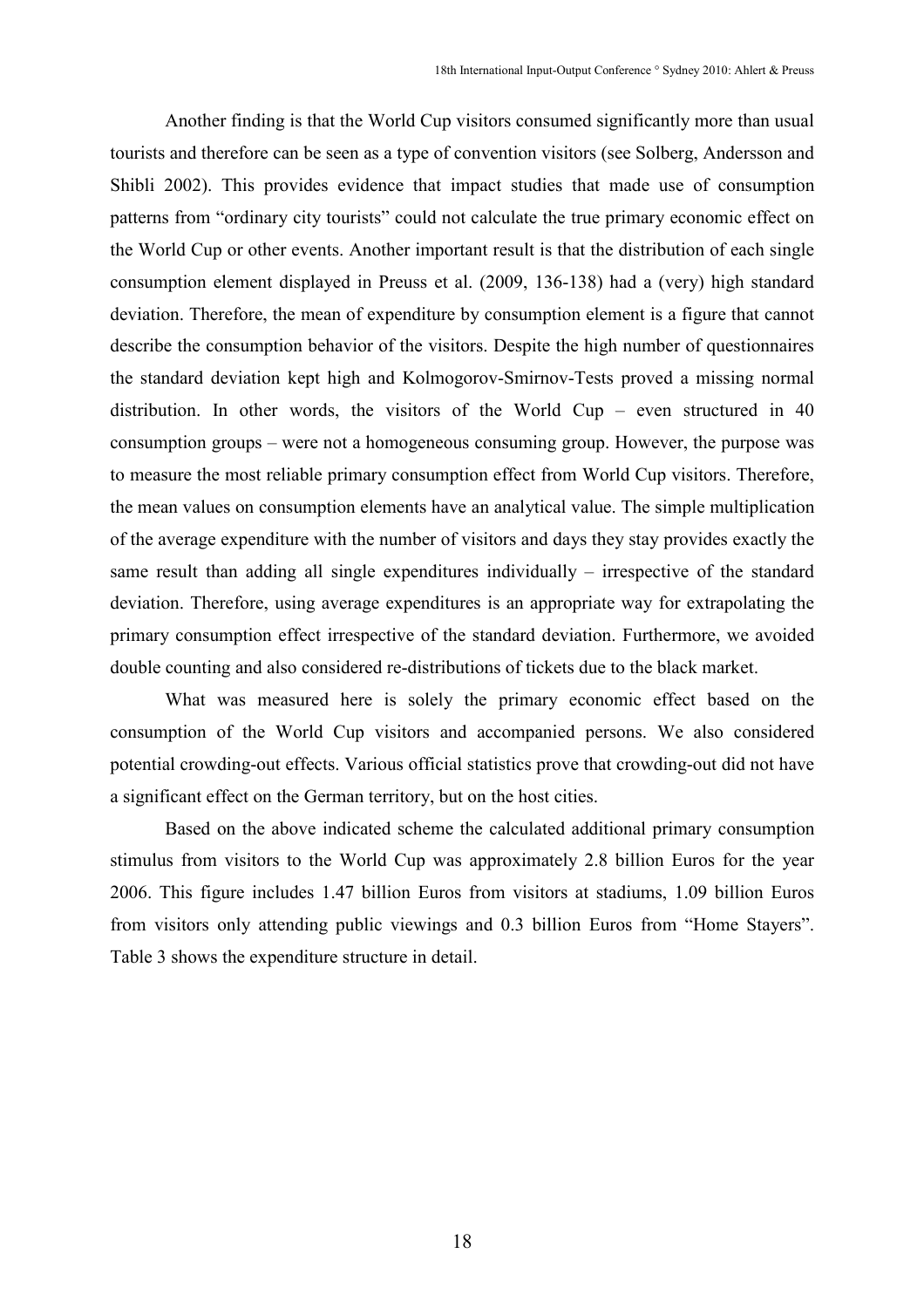Another finding is that the World Cup visitors consumed significantly more than usual tourists and therefore can be seen as a type of convention visitors (see Solberg, Andersson and Shibli 2002). This provides evidence that impact studies that made use of consumption patterns from "ordinary city tourists" could not calculate the true primary economic effect on the World Cup or other events. Another important result is that the distribution of each single consumption element displayed in Preuss et al. (2009, 136-138) had a (very) high standard deviation. Therefore, the mean of expenditure by consumption element is a figure that cannot describe the consumption behavior of the visitors. Despite the high number of questionnaires the standard deviation kept high and Kolmogorov-Smirnov-Tests proved a missing normal distribution. In other words, the visitors of the World Cup – even structured in 40 consumption groups – were not a homogeneous consuming group. However, the purpose was to measure the most reliable primary consumption effect from World Cup visitors. Therefore, the mean values on consumption elements have an analytical value. The simple multiplication of the average expenditure with the number of visitors and days they stay provides exactly the same result than adding all single expenditures individually – irrespective of the standard deviation. Therefore, using average expenditures is an appropriate way for extrapolating the primary consumption effect irrespective of the standard deviation. Furthermore, we avoided double counting and also considered re-distributions of tickets due to the black market.

What was measured here is solely the primary economic effect based on the consumption of the World Cup visitors and accompanied persons. We also considered potential crowding-out effects. Various official statistics prove that crowding-out did not have a significant effect on the German territory, but on the host cities.

Based on the above indicated scheme the calculated additional primary consumption stimulus from visitors to the World Cup was approximately 2.8 billion Euros for the year 2006. This figure includes 1.47 billion Euros from visitors at stadiums, 1.09 billion Euros from visitors only attending public viewings and 0.3 billion Euros from "Home Stayers". Table 3 shows the expenditure structure in detail.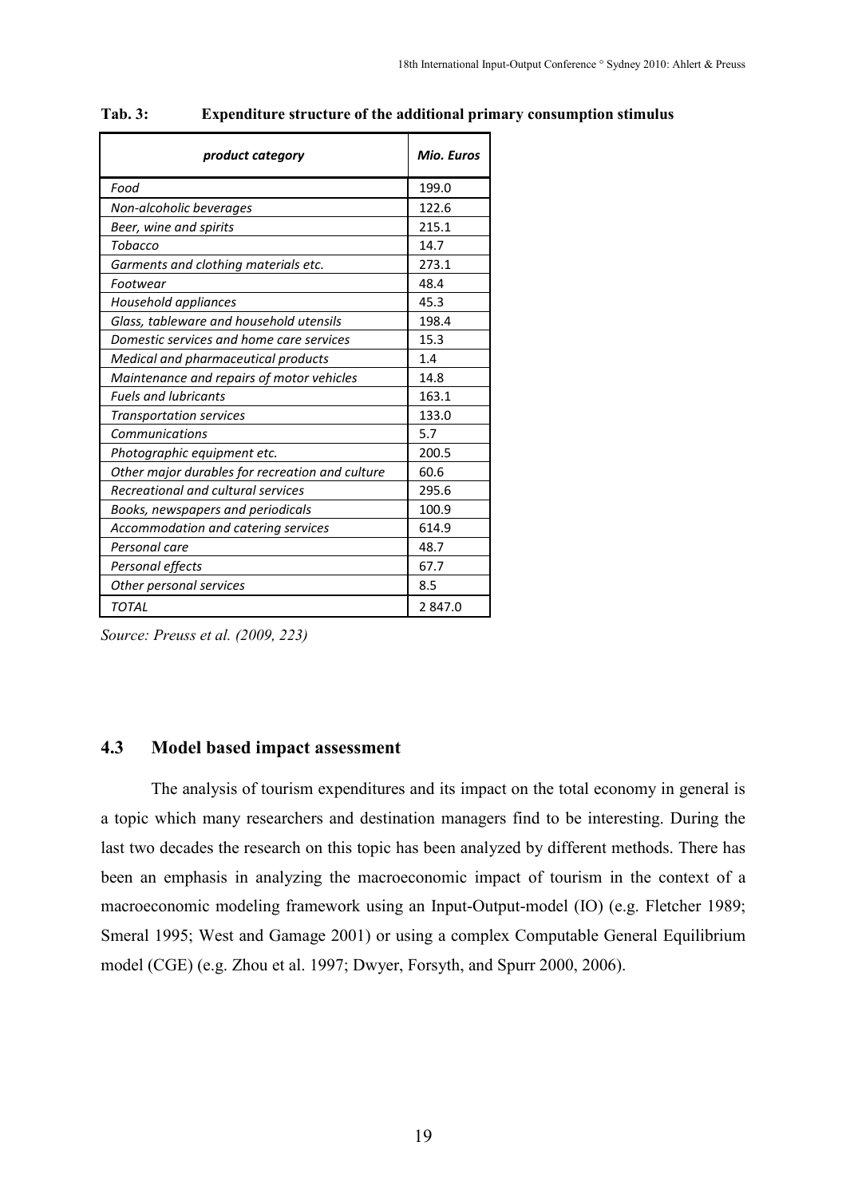**Tab. 3: Expenditure structure of the additional primary consumption stimulus**

| *product category* | *Mio. Euros* |
|---|---|
| *Food* | 199.0 |
| *Non-alcoholic beverages* | 122.6 |
| *Beer, wine and spirits* | 215.1 |
| *Tobacco* | 14.7 |
| *Garments and clothing materials etc.* | 273.1 |
| *Footwear* | 48.4 |
| *Household appliances* | 45.3 |
| *Glass, tableware and household utensils* | 198.4 |
| *Domestic services and home care services* | 15.3 |
| *Medical and pharmaceutical products* | 1.4 |
| *Maintenance and repairs of motor vehicles* | 14.8 |
| *Fuels and lubricants* | 163.1 |
| *Transportation services* | 133.0 |
| *Communications* | 5.7 |
| *Photographic equipment etc.* | 200.5 |
| *Other major durables for recreation and culture* | 60.6 |
| *Recreational and cultural services* | 295.6 |
| *Books, newspapers and periodicals* | 100.9 |
| *Accommodation and catering services* | 614.9 |
| *Personal care* | 48.7 |
| *Personal effects* | 67.7 |
| *Other personal services* | 8.5 |
| *TOTAL* | 2 847.0 |

*Source: Preuss et al. (2009, 223)*

### 4.3 Model based impact assessment

The analysis of tourism expenditures and its impact on the total economy in general is a topic which many researchers and destination managers find to be interesting. During the last two decades the research on this topic has been analyzed by different methods. There has been an emphasis in analyzing the macroeconomic impact of tourism in the context of a macroeconomic modeling framework using an Input-Output-model (IO) (e.g. Fletcher 1989; Smeral 1995; West and Gamage 2001) or using a complex Computable General Equilibrium model (CGE) (e.g. Zhou et al. 1997; Dwyer, Forsyth, and Spurr 2000, 2006).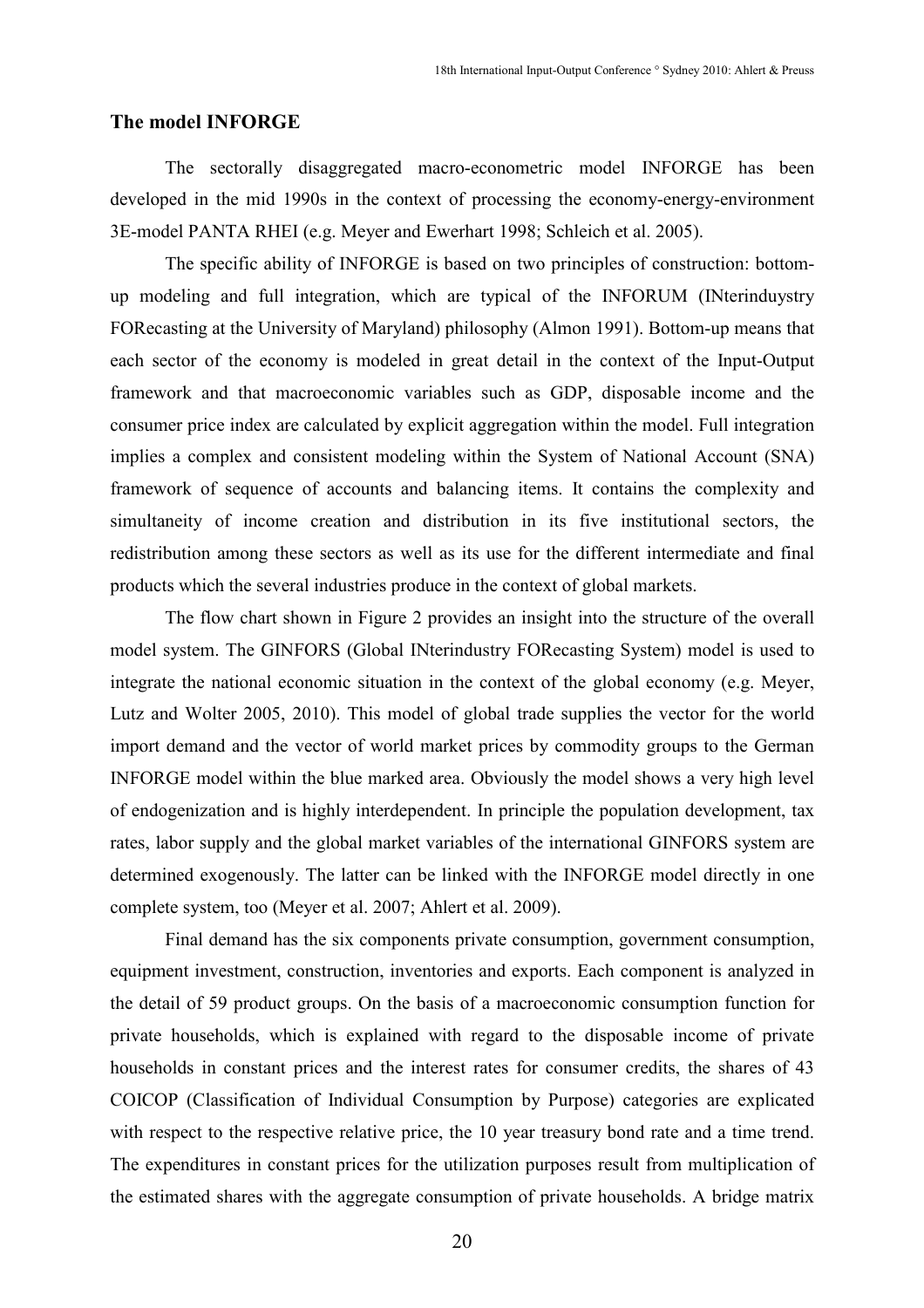## The model INFORGE

The sectorally disaggregated macro-econometric model INFORGE has been developed in the mid 1990s in the context of processing the economy-energy-environment 3E-model PANTA RHEI (e.g. Meyer and Ewerhart 1998; Schleich et al. 2005).

The specific ability of INFORGE is based on two principles of construction: bottom-up modeling and full integration, which are typical of the INFORUM (INterinduystry FORecasting at the University of Maryland) philosophy (Almon 1991). Bottom-up means that each sector of the economy is modeled in great detail in the context of the Input-Output framework and that macroeconomic variables such as GDP, disposable income and the consumer price index are calculated by explicit aggregation within the model. Full integration implies a complex and consistent modeling within the System of National Account (SNA) framework of sequence of accounts and balancing items. It contains the complexity and simultaneity of income creation and distribution in its five institutional sectors, the redistribution among these sectors as well as its use for the different intermediate and final products which the several industries produce in the context of global markets.

The flow chart shown in Figure 2 provides an insight into the structure of the overall model system. The GINFORS (Global INterindustry FORecasting System) model is used to integrate the national economic situation in the context of the global economy (e.g. Meyer, Lutz and Wolter 2005, 2010). This model of global trade supplies the vector for the world import demand and the vector of world market prices by commodity groups to the German INFORGE model within the blue marked area. Obviously the model shows a very high level of endogenization and is highly interdependent. In principle the population development, tax rates, labor supply and the global market variables of the international GINFORS system are determined exogenously. The latter can be linked with the INFORGE model directly in one complete system, too (Meyer et al. 2007; Ahlert et al. 2009).

Final demand has the six components private consumption, government consumption, equipment investment, construction, inventories and exports. Each component is analyzed in the detail of 59 product groups. On the basis of a macroeconomic consumption function for private households, which is explained with regard to the disposable income of private households in constant prices and the interest rates for consumer credits, the shares of 43 COICOP (Classification of Individual Consumption by Purpose) categories are explicated with respect to the respective relative price, the 10 year treasury bond rate and a time trend. The expenditures in constant prices for the utilization purposes result from multiplication of the estimated shares with the aggregate consumption of private households. A bridge matrix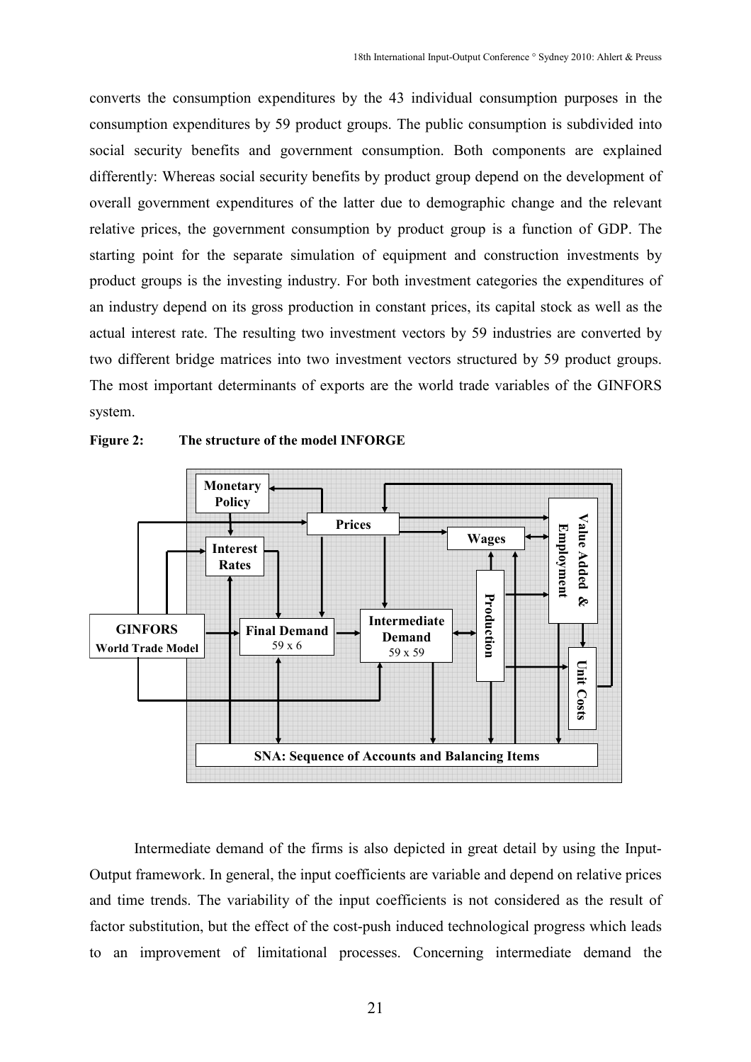converts the consumption expenditures by the 43 individual consumption purposes in the consumption expenditures by 59 product groups. The public consumption is subdivided into social security benefits and government consumption. Both components are explained differently: Whereas social security benefits by product group depend on the development of overall government expenditures of the latter due to demographic change and the relevant relative prices, the government consumption by product group is a function of GDP. The starting point for the separate simulation of equipment and construction investments by product groups is the investing industry. For both investment categories the expenditures of an industry depend on its gross production in constant prices, its capital stock as well as the actual interest rate. The resulting two investment vectors by 59 industries are converted by two different bridge matrices into two investment vectors structured by 59 product groups. The most important determinants of exports are the world trade variables of the GINFORS system.

**Figure 2: The structure of the model INFORGE**

Intermediate demand of the firms is also depicted in great detail by using the Input-Output framework. In general, the input coefficients are variable and depend on relative prices and time trends. The variability of the input coefficients is not considered as the result of factor substitution, but the effect of the cost-push induced technological progress which leads to an improvement of limitational processes. Concerning intermediate demand the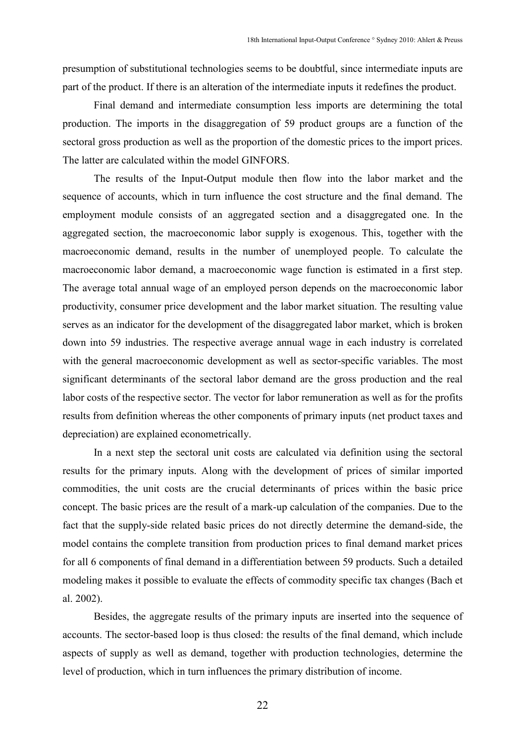presumption of substitutional technologies seems to be doubtful, since intermediate inputs are part of the product. If there is an alteration of the intermediate inputs it redefines the product.

Final demand and intermediate consumption less imports are determining the total production. The imports in the disaggregation of 59 product groups are a function of the sectoral gross production as well as the proportion of the domestic prices to the import prices. The latter are calculated within the model GINFORS.

The results of the Input-Output module then flow into the labor market and the sequence of accounts, which in turn influence the cost structure and the final demand. The employment module consists of an aggregated section and a disaggregated one. In the aggregated section, the macroeconomic labor supply is exogenous. This, together with the macroeconomic demand, results in the number of unemployed people. To calculate the macroeconomic labor demand, a macroeconomic wage function is estimated in a first step. The average total annual wage of an employed person depends on the macroeconomic labor productivity, consumer price development and the labor market situation. The resulting value serves as an indicator for the development of the disaggregated labor market, which is broken down into 59 industries. The respective average annual wage in each industry is correlated with the general macroeconomic development as well as sector-specific variables. The most significant determinants of the sectoral labor demand are the gross production and the real labor costs of the respective sector. The vector for labor remuneration as well as for the profits results from definition whereas the other components of primary inputs (net product taxes and depreciation) are explained econometrically.

In a next step the sectoral unit costs are calculated via definition using the sectoral results for the primary inputs. Along with the development of prices of similar imported commodities, the unit costs are the crucial determinants of prices within the basic price concept. The basic prices are the result of a mark-up calculation of the companies. Due to the fact that the supply-side related basic prices do not directly determine the demand-side, the model contains the complete transition from production prices to final demand market prices for all 6 components of final demand in a differentiation between 59 products. Such a detailed modeling makes it possible to evaluate the effects of commodity specific tax changes (Bach et al. 2002).

Besides, the aggregate results of the primary inputs are inserted into the sequence of accounts. The sector-based loop is thus closed: the results of the final demand, which include aspects of supply as well as demand, together with production technologies, determine the level of production, which in turn influences the primary distribution of income.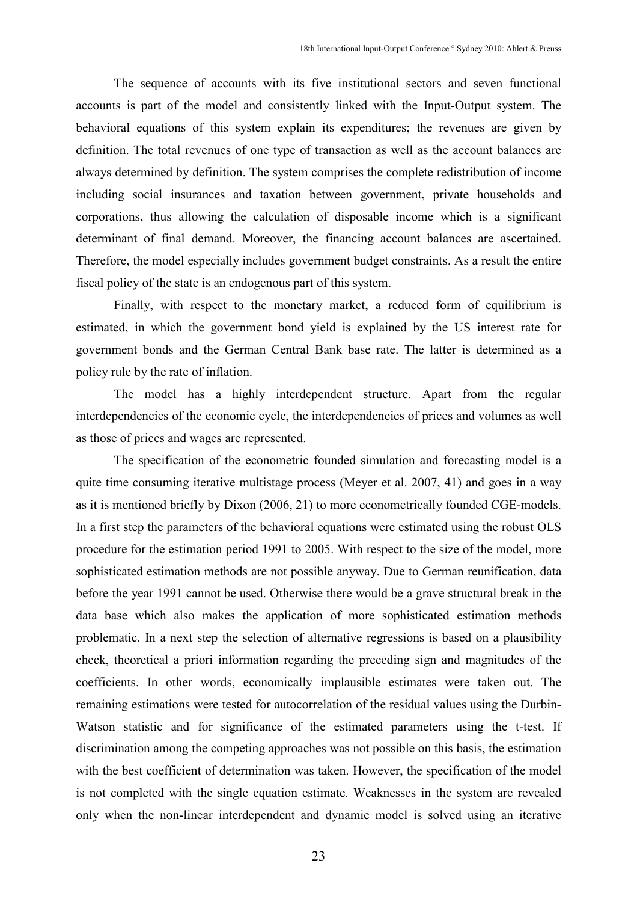The sequence of accounts with its five institutional sectors and seven functional accounts is part of the model and consistently linked with the Input-Output system. The behavioral equations of this system explain its expenditures; the revenues are given by definition. The total revenues of one type of transaction as well as the account balances are always determined by definition. The system comprises the complete redistribution of income including social insurances and taxation between government, private households and corporations, thus allowing the calculation of disposable income which is a significant determinant of final demand. Moreover, the financing account balances are ascertained. Therefore, the model especially includes government budget constraints. As a result the entire fiscal policy of the state is an endogenous part of this system.

Finally, with respect to the monetary market, a reduced form of equilibrium is estimated, in which the government bond yield is explained by the US interest rate for government bonds and the German Central Bank base rate. The latter is determined as a policy rule by the rate of inflation.

The model has a highly interdependent structure. Apart from the regular interdependencies of the economic cycle, the interdependencies of prices and volumes as well as those of prices and wages are represented.

The specification of the econometric founded simulation and forecasting model is a quite time consuming iterative multistage process (Meyer et al. 2007, 41) and goes in a way as it is mentioned briefly by Dixon (2006, 21) to more econometrically founded CGE-models. In a first step the parameters of the behavioral equations were estimated using the robust OLS procedure for the estimation period 1991 to 2005. With respect to the size of the model, more sophisticated estimation methods are not possible anyway. Due to German reunification, data before the year 1991 cannot be used. Otherwise there would be a grave structural break in the data base which also makes the application of more sophisticated estimation methods problematic. In a next step the selection of alternative regressions is based on a plausibility check, theoretical a priori information regarding the preceding sign and magnitudes of the coefficients. In other words, economically implausible estimates were taken out. The remaining estimations were tested for autocorrelation of the residual values using the Durbin-Watson statistic and for significance of the estimated parameters using the t-test. If discrimination among the competing approaches was not possible on this basis, the estimation with the best coefficient of determination was taken. However, the specification of the model is not completed with the single equation estimate. Weaknesses in the system are revealed only when the non-linear interdependent and dynamic model is solved using an iterative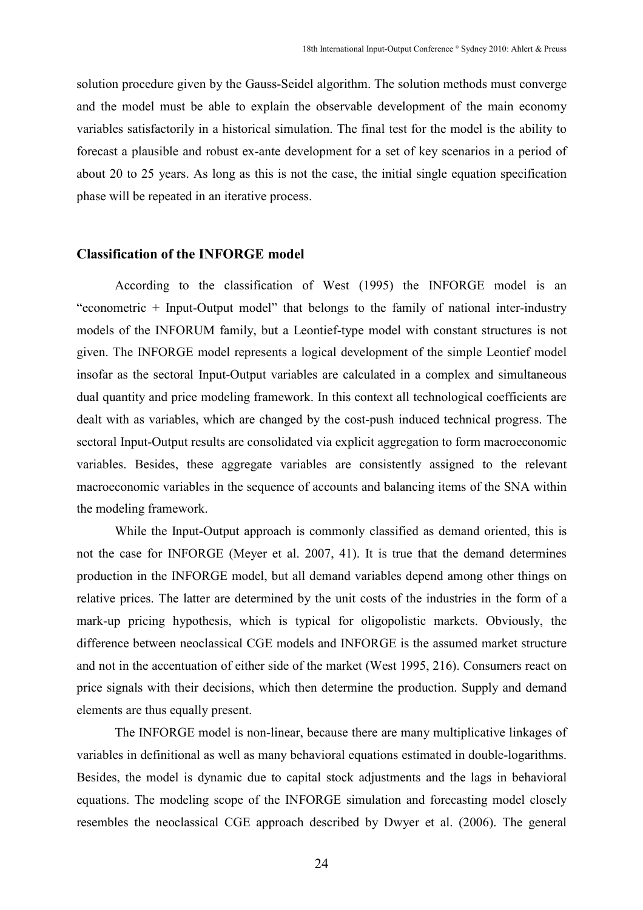solution procedure given by the Gauss-Seidel algorithm. The solution methods must converge and the model must be able to explain the observable development of the main economy variables satisfactorily in a historical simulation. The final test for the model is the ability to forecast a plausible and robust ex-ante development for a set of key scenarios in a period of about 20 to 25 years. As long as this is not the case, the initial single equation specification phase will be repeated in an iterative process.

## Classification of the INFORGE model

According to the classification of West (1995) the INFORGE model is an "econometric + Input-Output model" that belongs to the family of national inter-industry models of the INFORUM family, but a Leontief-type model with constant structures is not given. The INFORGE model represents a logical development of the simple Leontief model insofar as the sectoral Input-Output variables are calculated in a complex and simultaneous dual quantity and price modeling framework. In this context all technological coefficients are dealt with as variables, which are changed by the cost-push induced technical progress. The sectoral Input-Output results are consolidated via explicit aggregation to form macroeconomic variables. Besides, these aggregate variables are consistently assigned to the relevant macroeconomic variables in the sequence of accounts and balancing items of the SNA within the modeling framework.

While the Input-Output approach is commonly classified as demand oriented, this is not the case for INFORGE (Meyer et al. 2007, 41). It is true that the demand determines production in the INFORGE model, but all demand variables depend among other things on relative prices. The latter are determined by the unit costs of the industries in the form of a mark-up pricing hypothesis, which is typical for oligopolistic markets. Obviously, the difference between neoclassical CGE models and INFORGE is the assumed market structure and not in the accentuation of either side of the market (West 1995, 216). Consumers react on price signals with their decisions, which then determine the production. Supply and demand elements are thus equally present.

The INFORGE model is non-linear, because there are many multiplicative linkages of variables in definitional as well as many behavioral equations estimated in double-logarithms. Besides, the model is dynamic due to capital stock adjustments and the lags in behavioral equations. The modeling scope of the INFORGE simulation and forecasting model closely resembles the neoclassical CGE approach described by Dwyer et al. (2006). The general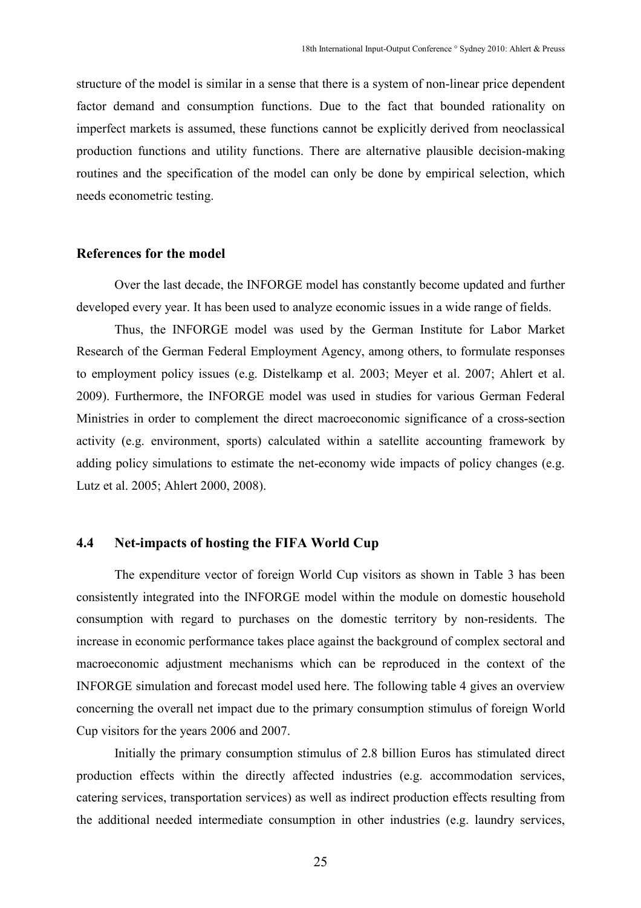structure of the model is similar in a sense that there is a system of non-linear price dependent factor demand and consumption functions. Due to the fact that bounded rationality on imperfect markets is assumed, these functions cannot be explicitly derived from neoclassical production functions and utility functions. There are alternative plausible decision-making routines and the specification of the model can only be done by empirical selection, which needs econometric testing.

### References for the model

Over the last decade, the INFORGE model has constantly become updated and further developed every year. It has been used to analyze economic issues in a wide range of fields.

Thus, the INFORGE model was used by the German Institute for Labor Market Research of the German Federal Employment Agency, among others, to formulate responses to employment policy issues (e.g. Distelkamp et al. 2003; Meyer et al. 2007; Ahlert et al. 2009). Furthermore, the INFORGE model was used in studies for various German Federal Ministries in order to complement the direct macroeconomic significance of a cross-section activity (e.g. environment, sports) calculated within a satellite accounting framework by adding policy simulations to estimate the net-economy wide impacts of policy changes (e.g. Lutz et al. 2005; Ahlert 2000, 2008).

## 4.4 Net-impacts of hosting the FIFA World Cup

The expenditure vector of foreign World Cup visitors as shown in Table 3 has been consistently integrated into the INFORGE model within the module on domestic household consumption with regard to purchases on the domestic territory by non-residents. The increase in economic performance takes place against the background of complex sectoral and macroeconomic adjustment mechanisms which can be reproduced in the context of the INFORGE simulation and forecast model used here. The following table 4 gives an overview concerning the overall net impact due to the primary consumption stimulus of foreign World Cup visitors for the years 2006 and 2007.

Initially the primary consumption stimulus of 2.8 billion Euros has stimulated direct production effects within the directly affected industries (e.g. accommodation services, catering services, transportation services) as well as indirect production effects resulting from the additional needed intermediate consumption in other industries (e.g. laundry services,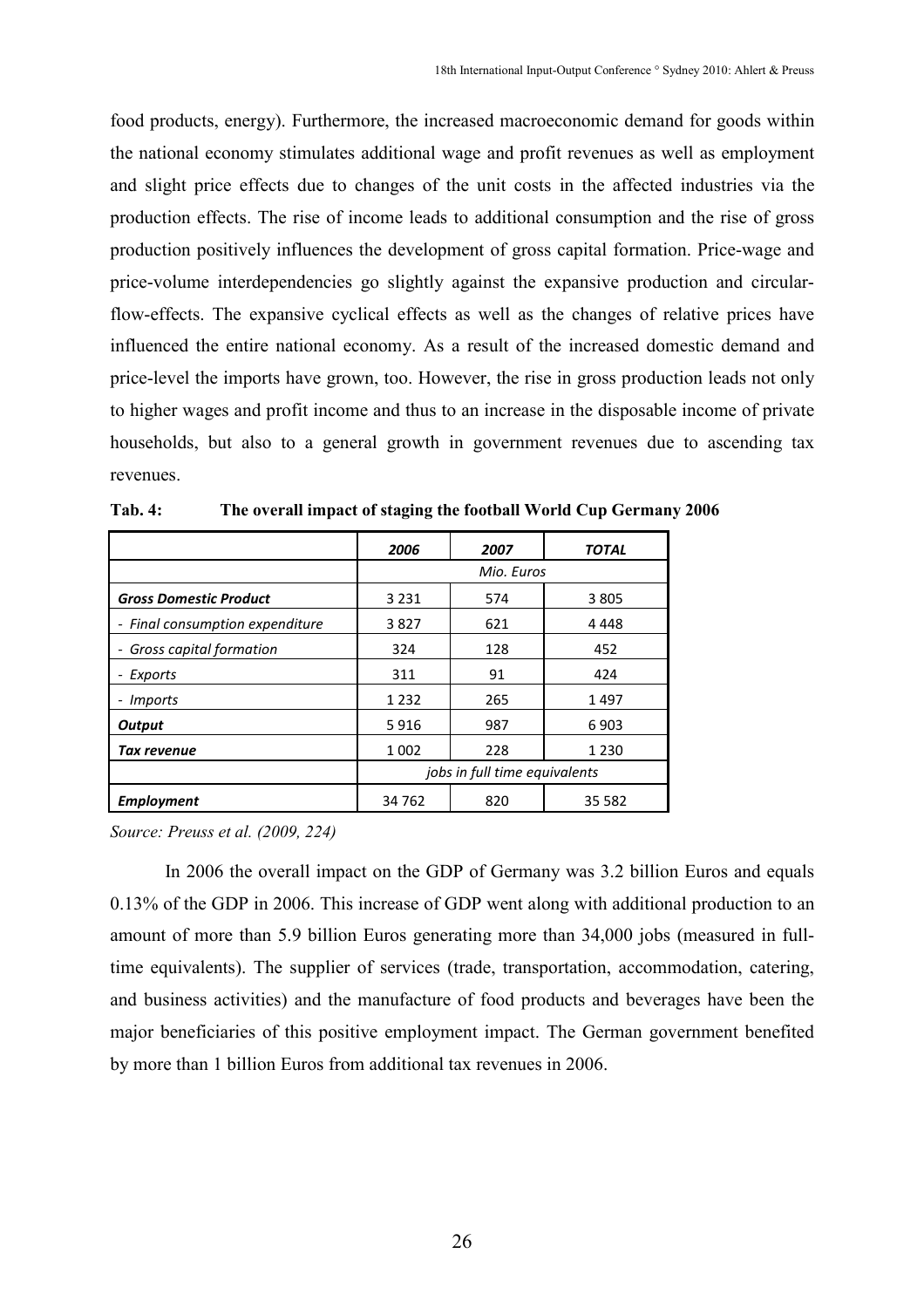food products, energy). Furthermore, the increased macroeconomic demand for goods within the national economy stimulates additional wage and profit revenues as well as employment and slight price effects due to changes of the unit costs in the affected industries via the production effects. The rise of income leads to additional consumption and the rise of gross production positively influences the development of gross capital formation. Price-wage and price-volume interdependencies go slightly against the expansive production and circular-flow-effects. The expansive cyclical effects as well as the changes of relative prices have influenced the entire national economy. As a result of the increased domestic demand and price-level the imports have grown, too. However, the rise in gross production leads not only to higher wages and profit income and thus to an increase in the disposable income of private households, but also to a general growth in government revenues due to ascending tax revenues.

**Tab. 4: The overall impact of staging the football World Cup Germany 2006**

| | *2006* | *2007* | ***TOTAL*** |
|---|---|---|---|
| | *Mio. Euros* | | |
| ***Gross Domestic Product*** | 3 231 | 574 | 3 805 |
| *- Final consumption expenditure* | 3 827 | 621 | 4 448 |
| *- Gross capital formation* | 324 | 128 | 452 |
| *- Exports* | 311 | 91 | 424 |
| *- Imports* | 1 232 | 265 | 1 497 |
| ***Output*** | 5 916 | 987 | 6 903 |
| ***Tax revenue*** | 1 002 | 228 | 1 230 |
| | *jobs in full time equivalents* | | |
| ***Employment*** | 34 762 | 820 | 35 582 |

*Source: Preuss et al. (2009, 224)*

In 2006 the overall impact on the GDP of Germany was 3.2 billion Euros and equals 0.13% of the GDP in 2006. This increase of GDP went along with additional production to an amount of more than 5.9 billion Euros generating more than 34,000 jobs (measured in full-time equivalents). The supplier of services (trade, transportation, accommodation, catering, and business activities) and the manufacture of food products and beverages have been the major beneficiaries of this positive employment impact. The German government benefited by more than 1 billion Euros from additional tax revenues in 2006.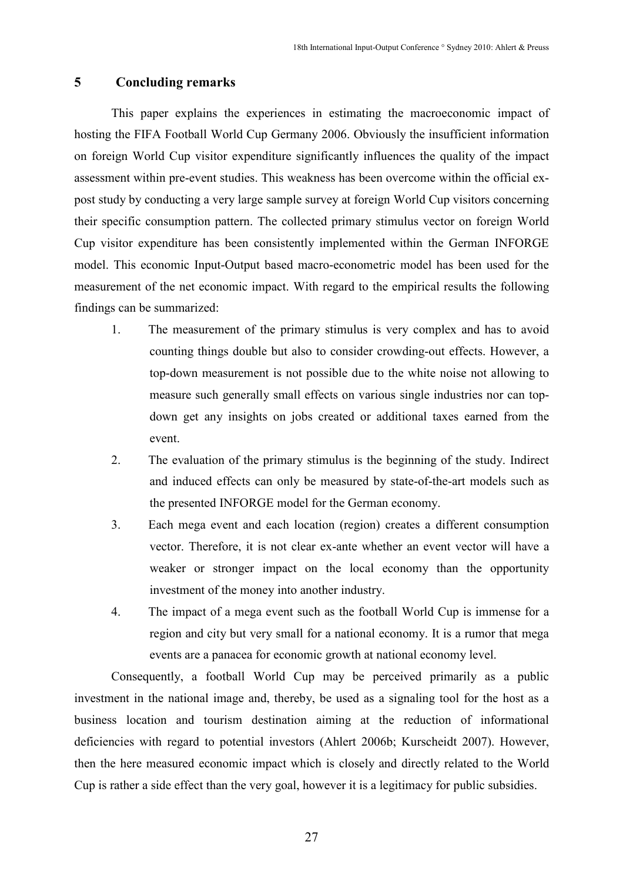## 5 Concluding remarks

This paper explains the experiences in estimating the macroeconomic impact of hosting the FIFA Football World Cup Germany 2006. Obviously the insufficient information on foreign World Cup visitor expenditure significantly influences the quality of the impact assessment within pre-event studies. This weakness has been overcome within the official ex-post study by conducting a very large sample survey at foreign World Cup visitors concerning their specific consumption pattern. The collected primary stimulus vector on foreign World Cup visitor expenditure has been consistently implemented within the German INFORGE model. This economic Input-Output based macro-econometric model has been used for the measurement of the net economic impact. With regard to the empirical results the following findings can be summarized:

1. The measurement of the primary stimulus is very complex and has to avoid counting things double but also to consider crowding-out effects. However, a top-down measurement is not possible due to the white noise not allowing to measure such generally small effects on various single industries nor can top-down get any insights on jobs created or additional taxes earned from the event.
2. The evaluation of the primary stimulus is the beginning of the study. Indirect and induced effects can only be measured by state-of-the-art models such as the presented INFORGE model for the German economy.
3. Each mega event and each location (region) creates a different consumption vector. Therefore, it is not clear ex-ante whether an event vector will have a weaker or stronger impact on the local economy than the opportunity investment of the money into another industry.
4. The impact of a mega event such as the football World Cup is immense for a region and city but very small for a national economy. It is a rumor that mega events are a panacea for economic growth at national economy level.

Consequently, a football World Cup may be perceived primarily as a public investment in the national image and, thereby, be used as a signaling tool for the host as a business location and tourism destination aiming at the reduction of informational deficiencies with regard to potential investors (Ahlert 2006b; Kurscheidt 2007). However, then the here measured economic impact which is closely and directly related to the World Cup is rather a side effect than the very goal, however it is a legitimacy for public subsidies.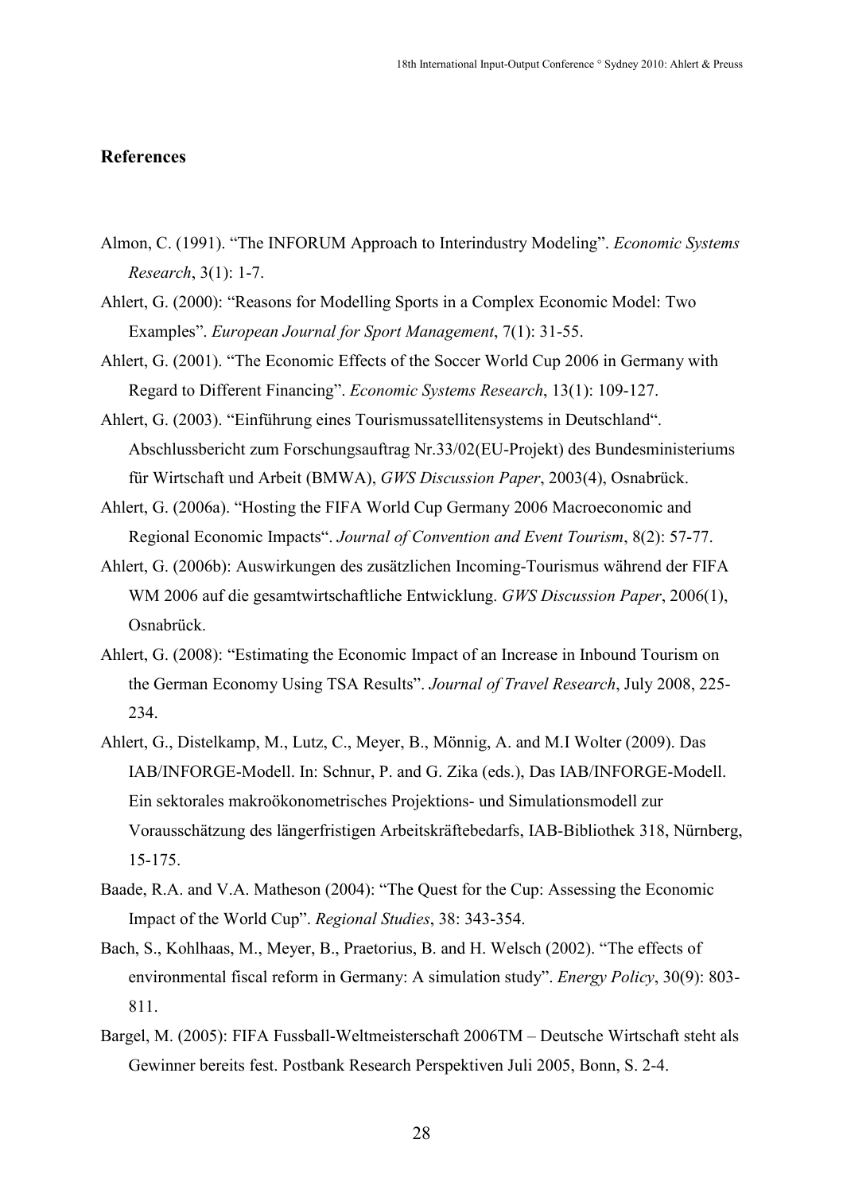## References

Almon, C. (1991). "The INFORUM Approach to Interindustry Modeling". *Economic Systems Research*, 3(1): 1-7.

Ahlert, G. (2000): "Reasons for Modelling Sports in a Complex Economic Model: Two Examples". *European Journal for Sport Management*, 7(1): 31-55.

Ahlert, G. (2001). "The Economic Effects of the Soccer World Cup 2006 in Germany with Regard to Different Financing". *Economic Systems Research*, 13(1): 109-127.

Ahlert, G. (2003). "Einführung eines Tourismussatellitensystems in Deutschland". Abschlussbericht zum Forschungsauftrag Nr.33/02(EU-Projekt) des Bundesministeriums für Wirtschaft und Arbeit (BMWA), *GWS Discussion Paper*, 2003(4), Osnabrück.

Ahlert, G. (2006a). "Hosting the FIFA World Cup Germany 2006 Macroeconomic and Regional Economic Impacts". *Journal of Convention and Event Tourism*, 8(2): 57-77.

Ahlert, G. (2006b): Auswirkungen des zusätzlichen Incoming-Tourismus während der FIFA WM 2006 auf die gesamtwirtschaftliche Entwicklung. *GWS Discussion Paper*, 2006(1), Osnabrück.

Ahlert, G. (2008): "Estimating the Economic Impact of an Increase in Inbound Tourism on the German Economy Using TSA Results". *Journal of Travel Research*, July 2008, 225-234.

Ahlert, G., Distelkamp, M., Lutz, C., Meyer, B., Mönnig, A. and M.I Wolter (2009). Das IAB/INFORGE-Modell. In: Schnur, P. and G. Zika (eds.), Das IAB/INFORGE-Modell. Ein sektorales makroökonometrisches Projektions- und Simulationsmodell zur Vorausschätzung des längerfristigen Arbeitskräftebedarfs, IAB-Bibliothek 318, Nürnberg, 15-175.

Baade, R.A. and V.A. Matheson (2004): "The Quest for the Cup: Assessing the Economic Impact of the World Cup". *Regional Studies*, 38: 343-354.

Bach, S., Kohlhaas, M., Meyer, B., Praetorius, B. and H. Welsch (2002). "The effects of environmental fiscal reform in Germany: A simulation study". *Energy Policy*, 30(9): 803-811.

Bargel, M. (2005): FIFA Fussball-Weltmeisterschaft 2006TM – Deutsche Wirtschaft steht als Gewinner bereits fest. Postbank Research Perspektiven Juli 2005, Bonn, S. 2-4.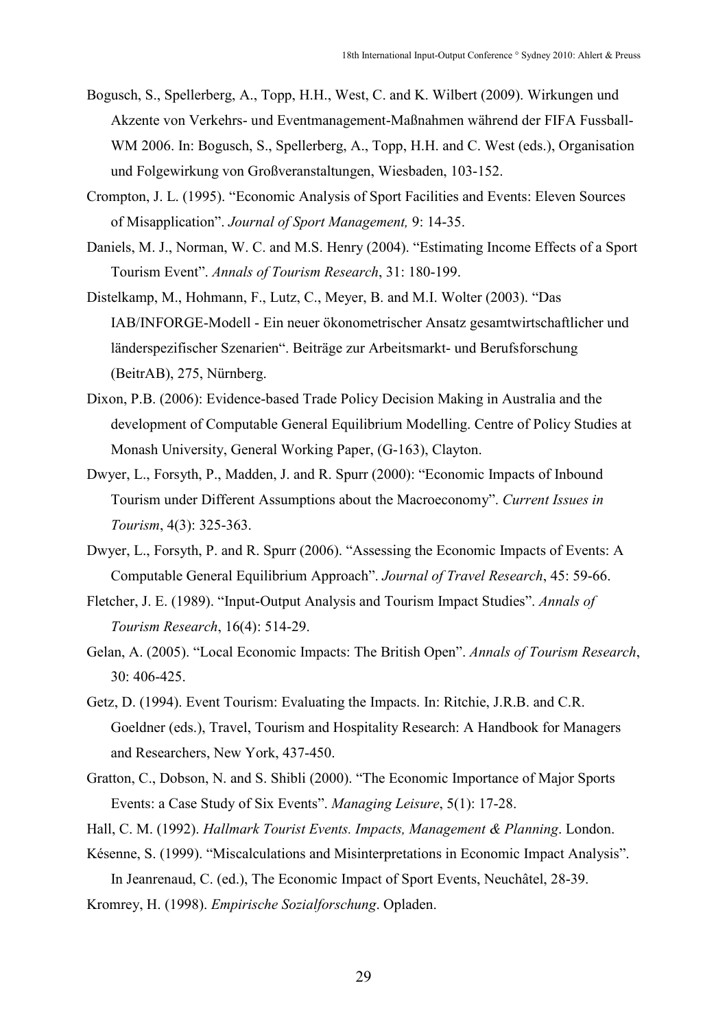Bogusch, S., Spellerberg, A., Topp, H.H., West, C. and K. Wilbert (2009). Wirkungen und Akzente von Verkehrs- und Eventmanagement-Maßnahmen während der FIFA Fussball-WM 2006. In: Bogusch, S., Spellerberg, A., Topp, H.H. and C. West (eds.), Organisation und Folgewirkung von Großveranstaltungen, Wiesbaden, 103-152.

Crompton, J. L. (1995). "Economic Analysis of Sport Facilities and Events: Eleven Sources of Misapplication". *Journal of Sport Management,* 9: 14-35.

Daniels, M. J., Norman, W. C. and M.S. Henry (2004). "Estimating Income Effects of a Sport Tourism Event". *Annals of Tourism Research*, 31: 180-199.

Distelkamp, M., Hohmann, F., Lutz, C., Meyer, B. and M.I. Wolter (2003). "Das IAB/INFORGE-Modell - Ein neuer ökonometrischer Ansatz gesamtwirtschaftlicher und länderspezifischer Szenarien". Beiträge zur Arbeitsmarkt- und Berufsforschung (BeitrAB), 275, Nürnberg.

Dixon, P.B. (2006): Evidence-based Trade Policy Decision Making in Australia and the development of Computable General Equilibrium Modelling. Centre of Policy Studies at Monash University, General Working Paper, (G-163), Clayton.

Dwyer, L., Forsyth, P., Madden, J. and R. Spurr (2000): "Economic Impacts of Inbound Tourism under Different Assumptions about the Macroeconomy". *Current Issues in Tourism*, 4(3): 325-363.

Dwyer, L., Forsyth, P. and R. Spurr (2006). "Assessing the Economic Impacts of Events: A Computable General Equilibrium Approach". *Journal of Travel Research*, 45: 59-66.

Fletcher, J. E. (1989). "Input-Output Analysis and Tourism Impact Studies". *Annals of Tourism Research*, 16(4): 514-29.

Gelan, A. (2005). "Local Economic Impacts: The British Open". *Annals of Tourism Research*, 30: 406-425.

Getz, D. (1994). Event Tourism: Evaluating the Impacts. In: Ritchie, J.R.B. and C.R. Goeldner (eds.), Travel, Tourism and Hospitality Research: A Handbook for Managers and Researchers, New York, 437-450.

Gratton, C., Dobson, N. and S. Shibli (2000). "The Economic Importance of Major Sports Events: a Case Study of Six Events". *Managing Leisure*, 5(1): 17-28.

Hall, C. M. (1992). *Hallmark Tourist Events. Impacts, Management & Planning*. London.

Késenne, S. (1999). "Miscalculations and Misinterpretations in Economic Impact Analysis". In Jeanrenaud, C. (ed.), The Economic Impact of Sport Events, Neuchâtel, 28-39.

Kromrey, H. (1998). *Empirische Sozialforschung*. Opladen.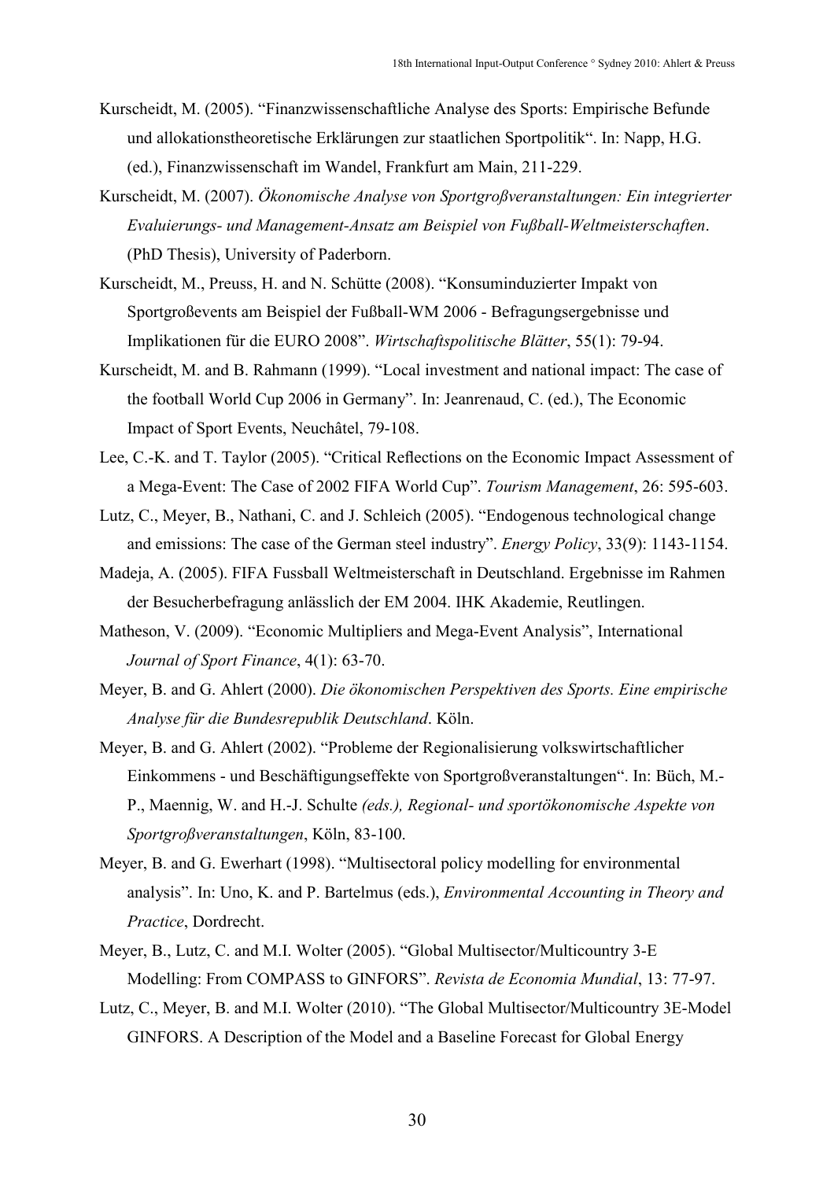Kurscheidt, M. (2005). “Finanzwissenschaftliche Analyse des Sports: Empirische Befunde und allokationstheoretische Erklärungen zur staatlichen Sportpolitik“. In: Napp, H.G. (ed.), Finanzwissenschaft im Wandel, Frankfurt am Main, 211-229.

Kurscheidt, M. (2007). *Ökonomische Analyse von Sportgroßveranstaltungen: Ein integrierter Evaluierungs- und Management-Ansatz am Beispiel von Fußball-Weltmeisterschaften*. (PhD Thesis), University of Paderborn.

Kurscheidt, M., Preuss, H. and N. Schütte (2008). “Konsuminduzierter Impakt von Sportgroßevents am Beispiel der Fußball-WM 2006 - Befragungsergebnisse und Implikationen für die EURO 2008”. *Wirtschaftspolitische Blätter*, 55(1): 79-94.

Kurscheidt, M. and B. Rahmann (1999). “Local investment and national impact: The case of the football World Cup 2006 in Germany”. In: Jeanrenaud, C. (ed.), The Economic Impact of Sport Events, Neuchâtel, 79-108.

Lee, C.-K. and T. Taylor (2005). “Critical Reflections on the Economic Impact Assessment of a Mega-Event: The Case of 2002 FIFA World Cup”. *Tourism Management*, 26: 595-603.

Lutz, C., Meyer, B., Nathani, C. and J. Schleich (2005). “Endogenous technological change and emissions: The case of the German steel industry”. *Energy Policy*, 33(9): 1143-1154.

Madeja, A. (2005). FIFA Fussball Weltmeisterschaft in Deutschland. Ergebnisse im Rahmen der Besucherbefragung anlässlich der EM 2004. IHK Akademie, Reutlingen.

Matheson, V. (2009). “Economic Multipliers and Mega-Event Analysis”, International *Journal of Sport Finance*, 4(1): 63-70.

Meyer, B. and G. Ahlert (2000). *Die ökonomischen Perspektiven des Sports. Eine empirische Analyse für die Bundesrepublik Deutschland*. Köln.

Meyer, B. and G. Ahlert (2002). “Probleme der Regionalisierung volkswirtschaftlicher Einkommens - und Beschäftigungseffekte von Sportgroßveranstaltungen“. In: Büch, M.-P., Maennig, W. and H.-J. Schulte *(eds.), Regional- und sportökonomische Aspekte von Sportgroßveranstaltungen*, Köln, 83-100.

Meyer, B. and G. Ewerhart (1998). “Multisectoral policy modelling for environmental analysis”. In: Uno, K. and P. Bartelmus (eds.), *Environmental Accounting in Theory and Practice*, Dordrecht.

Meyer, B., Lutz, C. and M.I. Wolter (2005). “Global Multisector/Multicountry 3-E Modelling: From COMPASS to GINFORS”. *Revista de Economia Mundial*, 13: 77-97.

Lutz, C., Meyer, B. and M.I. Wolter (2010). “The Global Multisector/Multicountry 3E-Model GINFORS. A Description of the Model and a Baseline Forecast for Global Energy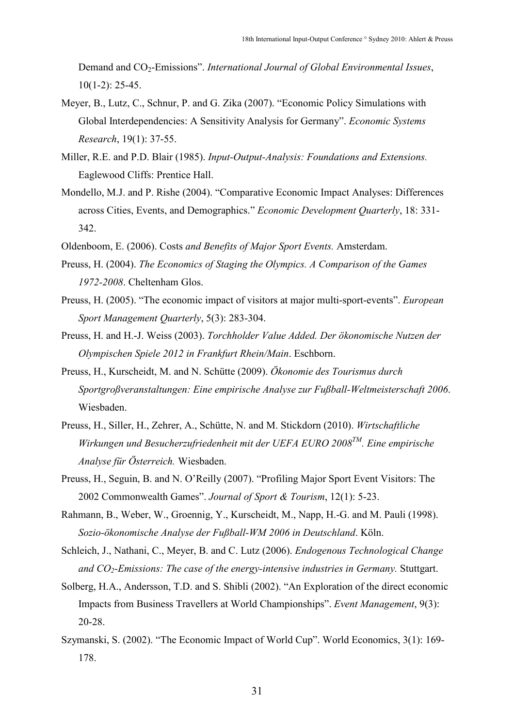Demand and $CO_2$-Emissions". *International Journal of Global Environmental Issues*, 10(1-2): 25-45.

Meyer, B., Lutz, C., Schnur, P. and G. Zika (2007). "Economic Policy Simulations with Global Interdependencies: A Sensitivity Analysis for Germany". *Economic Systems Research*, 19(1): 37-55.

Miller, R.E. and P.D. Blair (1985). *Input-Output-Analysis: Foundations and Extensions.* Eaglewood Cliffs: Prentice Hall.

Mondello, M.J. and P. Rishe (2004). "Comparative Economic Impact Analyses: Differences across Cities, Events, and Demographics." *Economic Development Quarterly*, 18: 331-342.

Oldenboom, E. (2006). Costs *and Benefits of Major Sport Events.* Amsterdam.

Preuss, H. (2004). *The Economics of Staging the Olympics. A Comparison of the Games 1972-2008*. Cheltenham Glos.

Preuss, H. (2005). "The economic impact of visitors at major multi-sport-events". *European Sport Management Quarterly*, 5(3): 283-304.

Preuss, H. and H.-J. Weiss (2003). *Torchholder Value Added. Der ökonomische Nutzen der Olympischen Spiele 2012 in Frankfurt Rhein/Main*. Eschborn.

Preuss, H., Kurscheidt, M. and N. Schütte (2009). *Ökonomie des Tourismus durch Sportgroßveranstaltungen: Eine empirische Analyse zur Fußball-Weltmeisterschaft 2006*. Wiesbaden.

Preuss, H., Siller, H., Zehrer, A., Schütte, N. and M. Stickdorn (2010). *Wirtschaftliche Wirkungen und Besucherzufriedenheit mit der UEFA EURO 2008$^{TM}$. Eine empirische Analyse für Österreich.* Wiesbaden.

Preuss, H., Seguin, B. and N. O'Reilly (2007). "Profiling Major Sport Event Visitors: The 2002 Commonwealth Games". *Journal of Sport & Tourism*, 12(1): 5-23.

Rahmann, B., Weber, W., Groennig, Y., Kurscheidt, M., Napp, H.-G. and M. Pauli (1998). *Sozio-ökonomische Analyse der Fußball-WM 2006 in Deutschland*. Köln.

Schleich, J., Nathani, C., Meyer, B. and C. Lutz (2006). *Endogenous Technological Change and $CO_2$-Emissions: The case of the energy-intensive industries in Germany.* Stuttgart.

Solberg, H.A., Andersson, T.D. and S. Shibli (2002). "An Exploration of the direct economic Impacts from Business Travellers at World Championships". *Event Management*, 9(3): 20-28.

Szymanski, S. (2002). "The Economic Impact of World Cup". World Economics, 3(1): 169-178.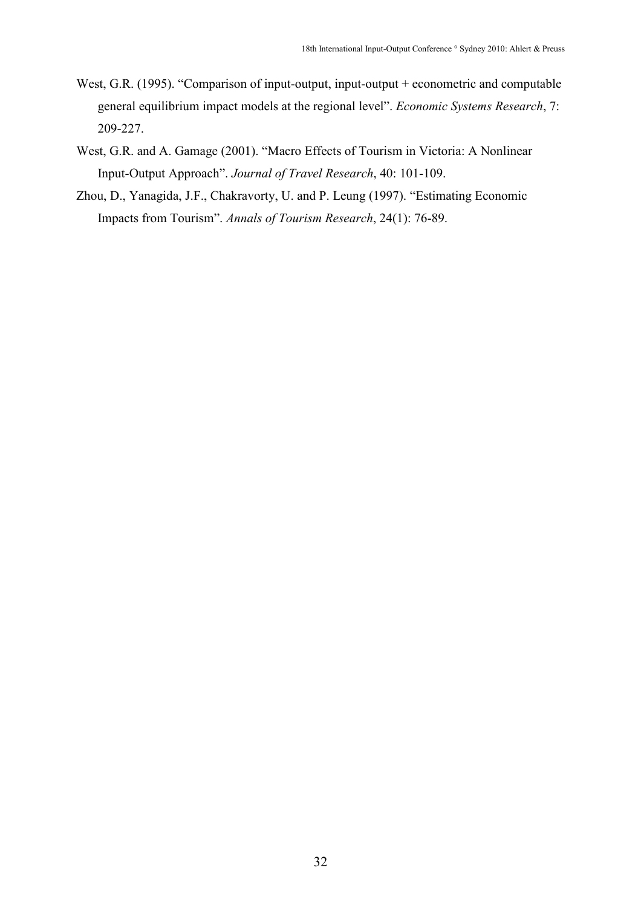West, G.R. (1995). “Comparison of input-output, input-output + econometric and computable general equilibrium impact models at the regional level”. *Economic Systems Research*, 7: 209-227.

West, G.R. and A. Gamage (2001). “Macro Effects of Tourism in Victoria: A Nonlinear Input-Output Approach”. *Journal of Travel Research*, 40: 101-109.

Zhou, D., Yanagida, J.F., Chakravorty, U. and P. Leung (1997). “Estimating Economic Impacts from Tourism”. *Annals of Tourism Research*, 24(1): 76-89.